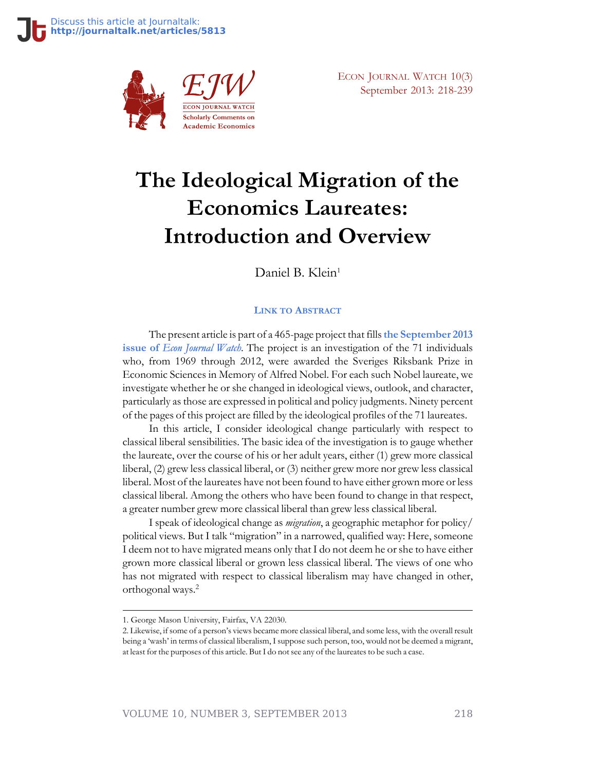Discuss this article at Journaltalk: http://journaltalk.net/articles/5813

# The Ideological Migration of the Economics Laureates: Introduction and Overview

Daniel B. Klein[1]

LINK TO ABSTRACT

The present article is part of a 465-page project that fills the September 2013 issue of *Econ Journal Watch*. The project is an investigation of the 71 individuals who, from 1969 through 2012, were awarded the Sveriges Riksbank Prize in Economic Sciences in Memory of Alfred Nobel. For each such Nobel laureate, we investigate whether he or she changed in ideological views, outlook, and character, particularly as those are expressed in political and policy judgments. Ninety percent of the pages of this project are filled by the ideological profiles of the 71 laureates.

In this article, I consider ideological change particularly with respect to classical liberal sensibilities. The basic idea of the investigation is to gauge whether the laureate, over the course of his or her adult years, either (1) grew more classical liberal, (2) grew less classical liberal, or (3) neither grew more nor grew less classical liberal. Most of the laureates have not been found to have either grown more or less classical liberal. Among the others who have been found to change in that respect, a greater number grew more classical liberal than grew less classical liberal.

I speak of ideological change as *migration*, a geographic metaphor for policy/political views. But I talk "migration" in a narrowed, qualified way: Here, someone I deem not to have migrated means only that I do not deem he or she to have either grown more classical liberal or grown less classical liberal. The views of one who has not migrated with respect to classical liberalism may have changed in other, orthogonal ways.[2]

---

1. George Mason University, Fairfax, VA 22030.

2. Likewise, if some of a person's views became more classical liberal, and some less, with the overall result being a 'wash' in terms of classical liberalism, I suppose such person, too, would not be deemed a migrant, at least for the purposes of this article. But I do not see any of the laureates to be such a case.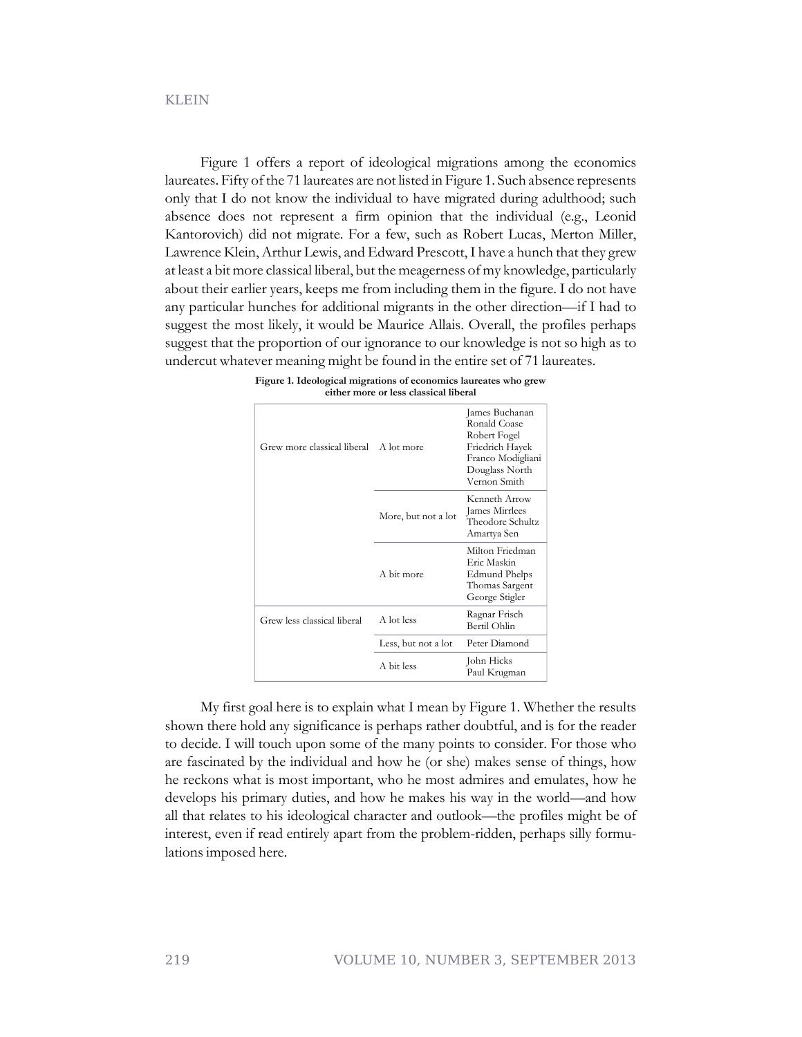Figure 1 offers a report of ideological migrations among the economics laureates. Fifty of the 71 laureates are not listed in Figure 1. Such absence represents only that I do not know the individual to have migrated during adulthood; such absence does not represent a firm opinion that the individual (e.g., Leonid Kantorovich) did not migrate. For a few, such as Robert Lucas, Merton Miller, Lawrence Klein, Arthur Lewis, and Edward Prescott, I have a hunch that they grew at least a bit more classical liberal, but the meagerness of my knowledge, particularly about their earlier years, keeps me from including them in the figure. I do not have any particular hunches for additional migrants in the other direction—if I had to suggest the most likely, it would be Maurice Allais. Overall, the profiles perhaps suggest that the proportion of our ignorance to our knowledge is not so high as to undercut whatever meaning might be found in the entire set of 71 laureates.

**Figure 1. Ideological migrations of economics laureates who grew either more or less classical liberal**

| | | |
|---|---|---|
| Grew more classical liberal | A lot more | James Buchanan<br>Ronald Coase<br>Robert Fogel<br>Friedrich Hayek<br>Franco Modigliani<br>Douglass North<br>Vernon Smith |
| | More, but not a lot | Kenneth Arrow<br>James Mirrlees<br>Theodore Schultz<br>Amartya Sen |
| | A bit more | Milton Friedman<br>Eric Maskin<br>Edmund Phelps<br>Thomas Sargent<br>George Stigler |
| Grew less classical liberal | A lot less | Ragnar Frisch<br>Bertil Ohlin |
| | Less, but not a lot | Peter Diamond |
| | A bit less | John Hicks<br>Paul Krugman |

My first goal here is to explain what I mean by Figure 1. Whether the results shown there hold any significance is perhaps rather doubtful, and is for the reader to decide. I will touch upon some of the many points to consider. For those who are fascinated by the individual and how he (or she) makes sense of things, how he reckons what is most important, who he most admires and emulates, how he develops his primary duties, and how he makes his way in the world—and how all that relates to his ideological character and outlook—the profiles might be of interest, even if read entirely apart from the problem-ridden, perhaps silly formulations imposed here.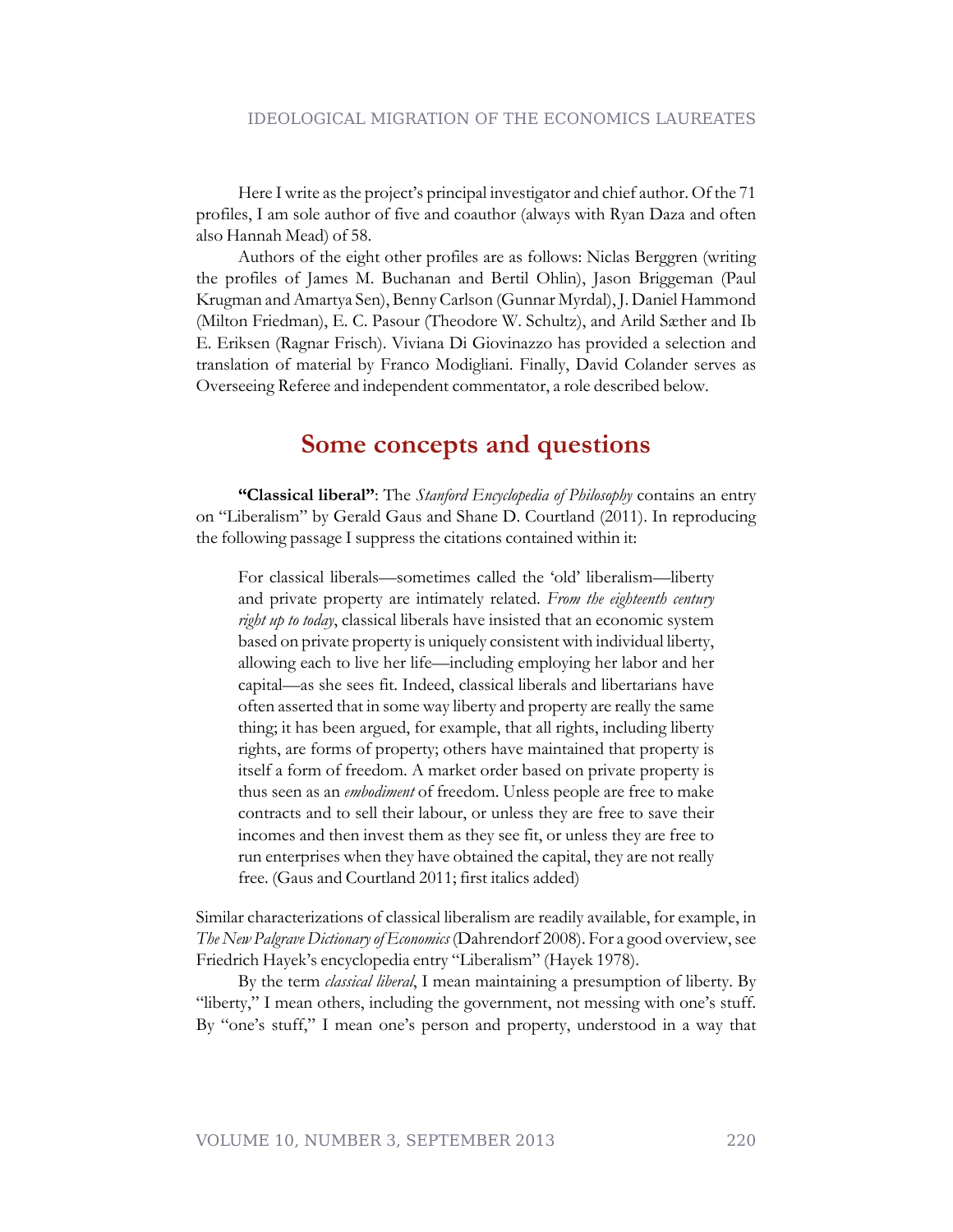Here I write as the project's principal investigator and chief author. Of the 71 profiles, I am sole author of five and coauthor (always with Ryan Daza and often also Hannah Mead) of 58.

Authors of the eight other profiles are as follows: Niclas Berggren (writing the profiles of James M. Buchanan and Bertil Ohlin), Jason Briggeman (Paul Krugman and Amartya Sen), Benny Carlson (Gunnar Myrdal), J. Daniel Hammond (Milton Friedman), E. C. Pasour (Theodore W. Schultz), and Arild Sæther and Ib E. Eriksen (Ragnar Frisch). Viviana Di Giovinazzo has provided a selection and translation of material by Franco Modigliani. Finally, David Colander serves as Overseeing Referee and independent commentator, a role described below.

## Some concepts and questions

**"Classical liberal"**: The *Stanford Encyclopedia of Philosophy* contains an entry on "Liberalism" by Gerald Gaus and Shane D. Courtland (2011). In reproducing the following passage I suppress the citations contained within it:

> For classical liberals—sometimes called the 'old' liberalism—liberty and private property are intimately related. *From the eighteenth century right up to today*, classical liberals have insisted that an economic system based on private property is uniquely consistent with individual liberty, allowing each to live her life—including employing her labor and her capital—as she sees fit. Indeed, classical liberals and libertarians have often asserted that in some way liberty and property are really the same thing; it has been argued, for example, that all rights, including liberty rights, are forms of property; others have maintained that property is itself a form of freedom. A market order based on private property is thus seen as an *embodiment* of freedom. Unless people are free to make contracts and to sell their labour, or unless they are free to save their incomes and then invest them as they see fit, or unless they are free to run enterprises when they have obtained the capital, they are not really free. (Gaus and Courtland 2011; first italics added)

Similar characterizations of classical liberalism are readily available, for example, in *The New Palgrave Dictionary of Economics* (Dahrendorf 2008). For a good overview, see Friedrich Hayek's encyclopedia entry "Liberalism" (Hayek 1978).

By the term *classical liberal*, I mean maintaining a presumption of liberty. By "liberty," I mean others, including the government, not messing with one's stuff. By "one's stuff," I mean one's person and property, understood in a way that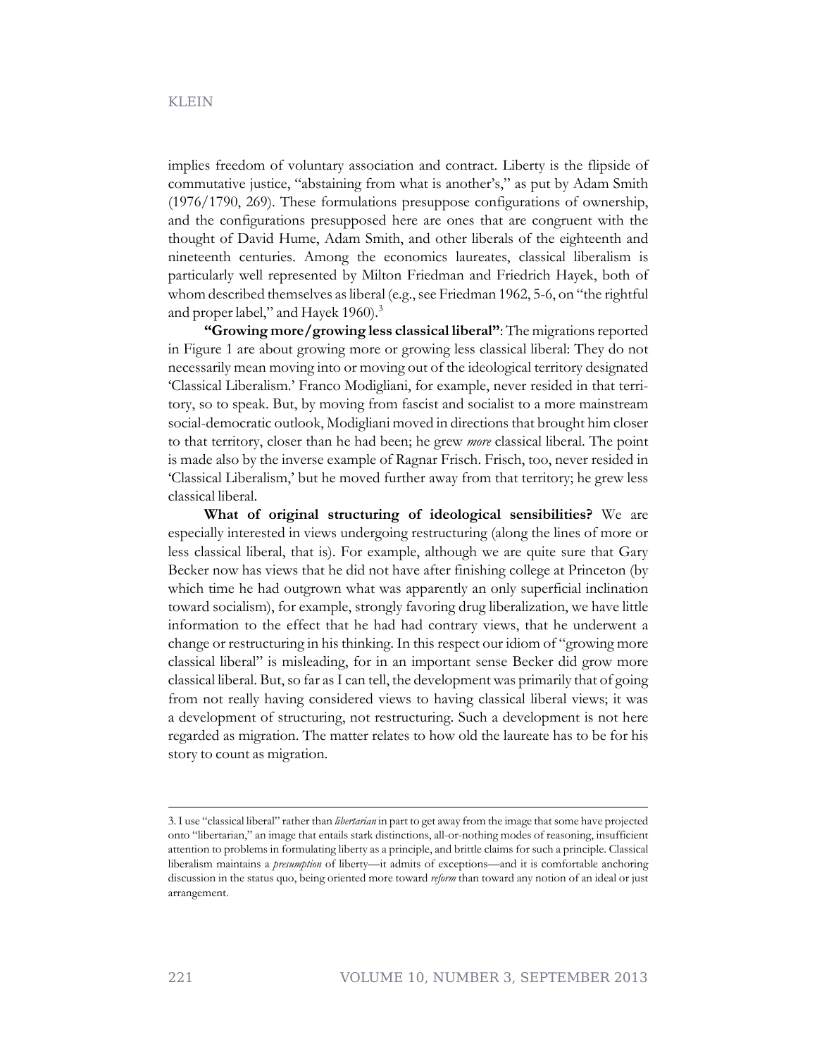implies freedom of voluntary association and contract. Liberty is the flipside of commutative justice, "abstaining from what is another's," as put by Adam Smith (1976/1790, 269). These formulations presuppose configurations of ownership, and the configurations presupposed here are ones that are congruent with the thought of David Hume, Adam Smith, and other liberals of the eighteenth and nineteenth centuries. Among the economics laureates, classical liberalism is particularly well represented by Milton Friedman and Friedrich Hayek, both of whom described themselves as liberal (e.g., see Friedman 1962, 5-6, on "the rightful and proper label," and Hayek 1960).[3]

**"Growing more/growing less classical liberal"**: The migrations reported in Figure 1 are about growing more or growing less classical liberal: They do not necessarily mean moving into or moving out of the ideological territory designated 'Classical Liberalism.' Franco Modigliani, for example, never resided in that territory, so to speak. But, by moving from fascist and socialist to a more mainstream social-democratic outlook, Modigliani moved in directions that brought him closer to that territory, closer than he had been; he grew *more* classical liberal. The point is made also by the inverse example of Ragnar Frisch. Frisch, too, never resided in 'Classical Liberalism,' but he moved further away from that territory; he grew less classical liberal.

**What of original structuring of ideological sensibilities?** We are especially interested in views undergoing restructuring (along the lines of more or less classical liberal, that is). For example, although we are quite sure that Gary Becker now has views that he did not have after finishing college at Princeton (by which time he had outgrown what was apparently an only superficial inclination toward socialism), for example, strongly favoring drug liberalization, we have little information to the effect that he had had contrary views, that he underwent a change or restructuring in his thinking. In this respect our idiom of "growing more classical liberal" is misleading, for in an important sense Becker did grow more classical liberal. But, so far as I can tell, the development was primarily that of going from not really having considered views to having classical liberal views; it was a development of structuring, not restructuring. Such a development is not here regarded as migration. The matter relates to how old the laureate has to be for his story to count as migration.

---

3. I use "classical liberal" rather than *libertarian* in part to get away from the image that some have projected onto "libertarian," an image that entails stark distinctions, all-or-nothing modes of reasoning, insufficient attention to problems in formulating liberty as a principle, and brittle claims for such a principle. Classical liberalism maintains a *presumption* of liberty—it admits of exceptions—and it is comfortable anchoring discussion in the status quo, being oriented more toward *reform* than toward any notion of an ideal or just arrangement.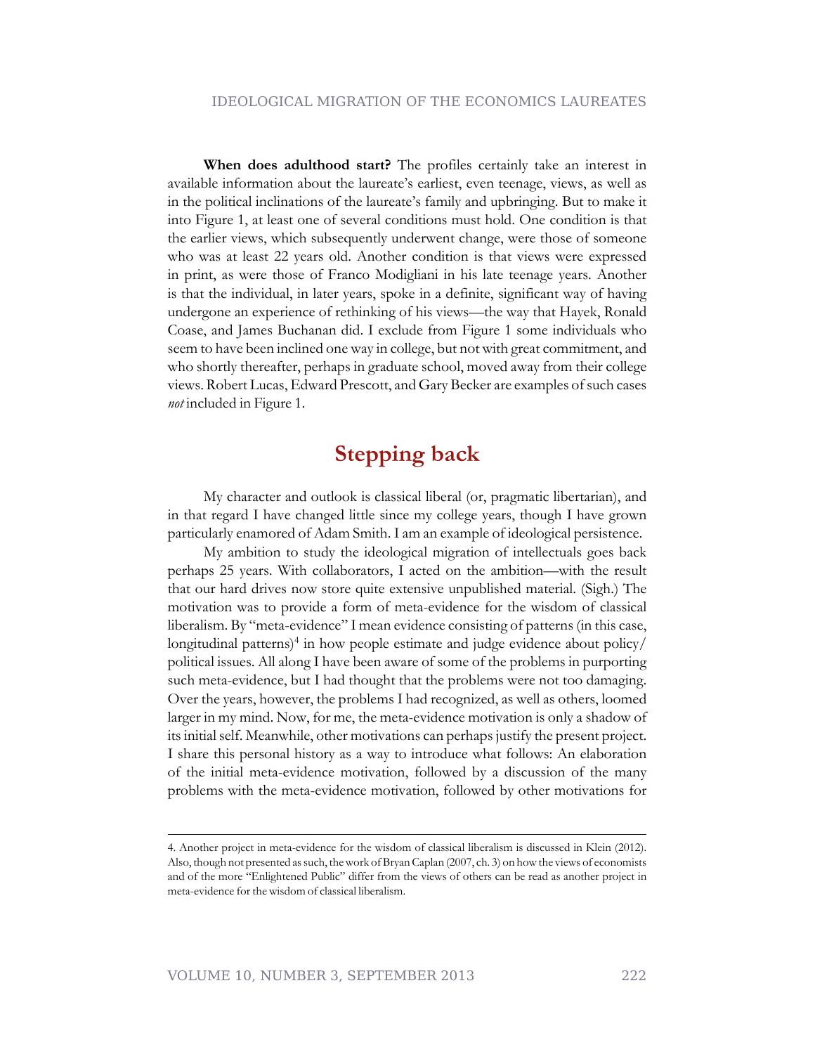**When does adulthood start?** The profiles certainly take an interest in available information about the laureate's earliest, even teenage, views, as well as in the political inclinations of the laureate's family and upbringing. But to make it into Figure 1, at least one of several conditions must hold. One condition is that the earlier views, which subsequently underwent change, were those of someone who was at least 22 years old. Another condition is that views were expressed in print, as were those of Franco Modigliani in his late teenage years. Another is that the individual, in later years, spoke in a definite, significant way of having undergone an experience of rethinking of his views—the way that Hayek, Ronald Coase, and James Buchanan did. I exclude from Figure 1 some individuals who seem to have been inclined one way in college, but not with great commitment, and who shortly thereafter, perhaps in graduate school, moved away from their college views. Robert Lucas, Edward Prescott, and Gary Becker are examples of such cases *not* included in Figure 1.

## Stepping back

My character and outlook is classical liberal (or, pragmatic libertarian), and in that regard I have changed little since my college years, though I have grown particularly enamored of Adam Smith. I am an example of ideological persistence.

My ambition to study the ideological migration of intellectuals goes back perhaps 25 years. With collaborators, I acted on the ambition—with the result that our hard drives now store quite extensive unpublished material. (Sigh.) The motivation was to provide a form of meta-evidence for the wisdom of classical liberalism. By "meta-evidence" I mean evidence consisting of patterns (in this case, longitudinal patterns)[4] in how people estimate and judge evidence about policy/political issues. All along I have been aware of some of the problems in purporting such meta-evidence, but I had thought that the problems were not too damaging. Over the years, however, the problems I had recognized, as well as others, loomed larger in my mind. Now, for me, the meta-evidence motivation is only a shadow of its initial self. Meanwhile, other motivations can perhaps justify the present project. I share this personal history as a way to introduce what follows: An elaboration of the initial meta-evidence motivation, followed by a discussion of the many problems with the meta-evidence motivation, followed by other motivations for

---

4. Another project in meta-evidence for the wisdom of classical liberalism is discussed in Klein (2012). Also, though not presented as such, the work of Bryan Caplan (2007, ch. 3) on how the views of economists and of the more "Enlightened Public" differ from the views of others can be read as another project in meta-evidence for the wisdom of classical liberalism.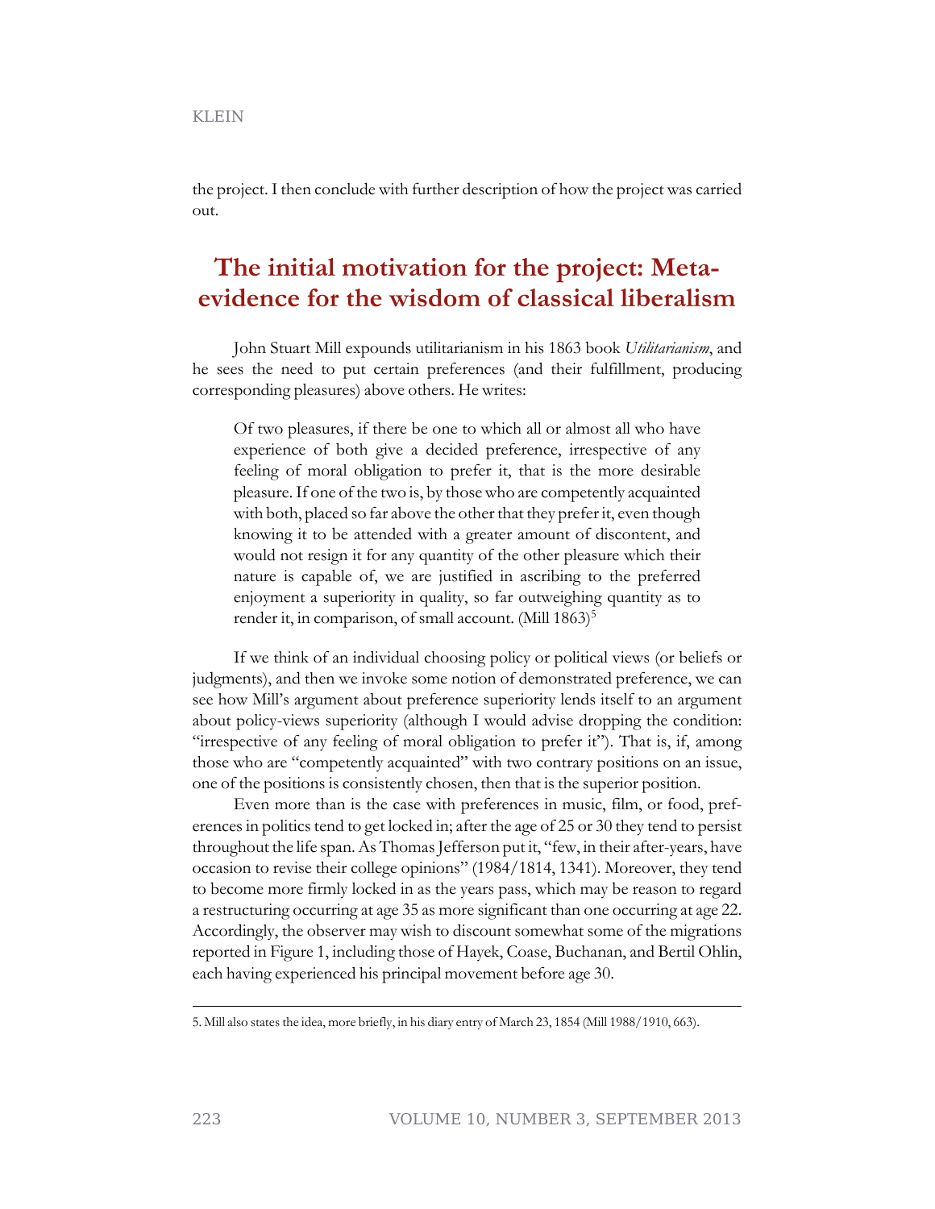the project. I then conclude with further description of how the project was carried out.

## The initial motivation for the project: Meta-evidence for the wisdom of classical liberalism

John Stuart Mill expounds utilitarianism in his 1863 book *Utilitarianism*, and he sees the need to put certain preferences (and their fulfillment, producing corresponding pleasures) above others. He writes:

> Of two pleasures, if there be one to which all or almost all who have experience of both give a decided preference, irrespective of any feeling of moral obligation to prefer it, that is the more desirable pleasure. If one of the two is, by those who are competently acquainted with both, placed so far above the other that they prefer it, even though knowing it to be attended with a greater amount of discontent, and would not resign it for any quantity of the other pleasure which their nature is capable of, we are justified in ascribing to the preferred enjoyment a superiority in quality, so far outweighing quantity as to render it, in comparison, of small account. (Mill 1863)[5]

If we think of an individual choosing policy or political views (or beliefs or judgments), and then we invoke some notion of demonstrated preference, we can see how Mill's argument about preference superiority lends itself to an argument about policy-views superiority (although I would advise dropping the condition: "irrespective of any feeling of moral obligation to prefer it"). That is, if, among those who are "competently acquainted" with two contrary positions on an issue, one of the positions is consistently chosen, then that is the superior position.

Even more than is the case with preferences in music, film, or food, preferences in politics tend to get locked in; after the age of 25 or 30 they tend to persist throughout the life span. As Thomas Jefferson put it, "few, in their after-years, have occasion to revise their college opinions" (1984/1814, 1341). Moreover, they tend to become more firmly locked in as the years pass, which may be reason to regard a restructuring occurring at age 35 as more significant than one occurring at age 22. Accordingly, the observer may wish to discount somewhat some of the migrations reported in Figure 1, including those of Hayek, Coase, Buchanan, and Bertil Ohlin, each having experienced his principal movement before age 30.

---

5. Mill also states the idea, more briefly, in his diary entry of March 23, 1854 (Mill 1988/1910, 663).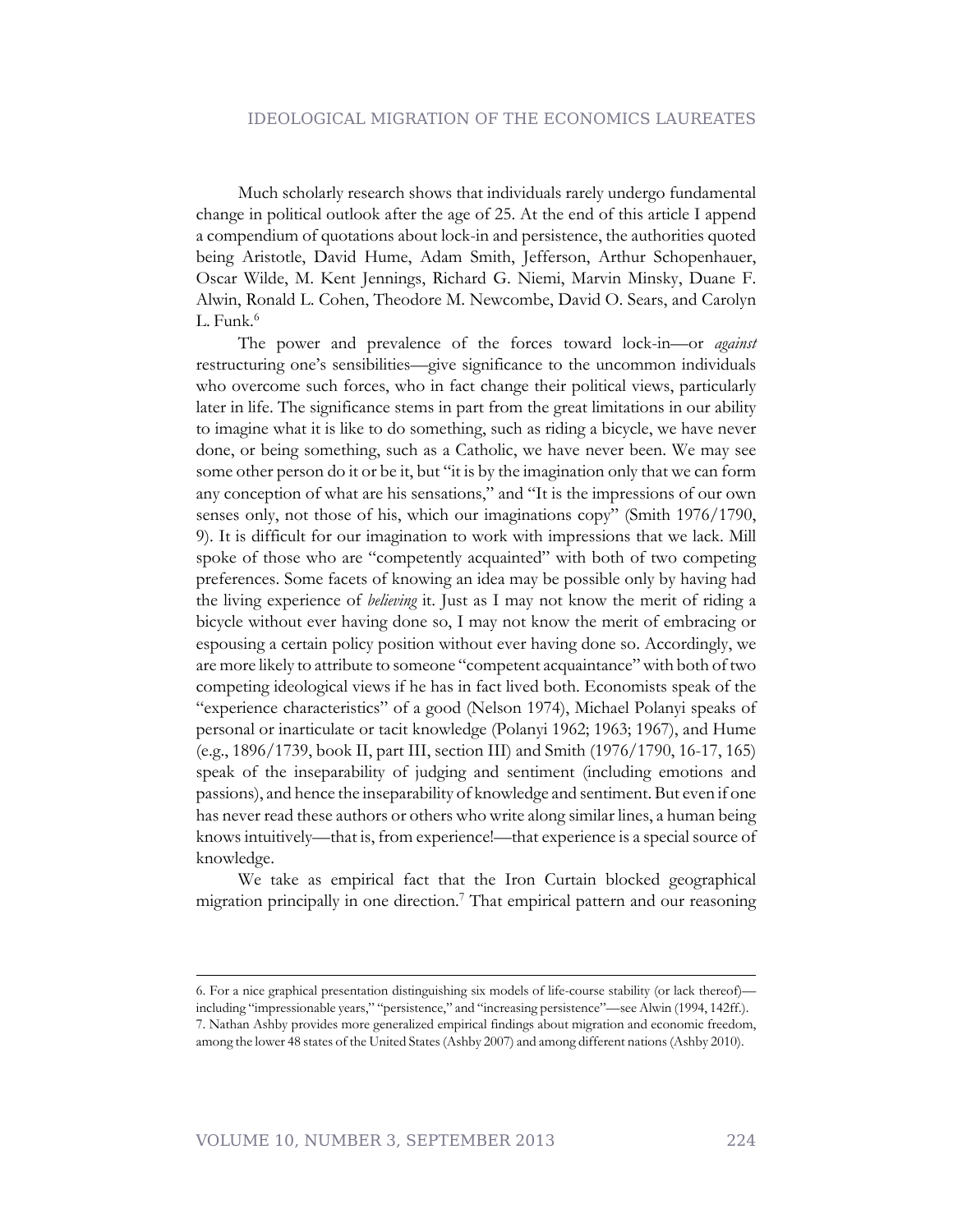Much scholarly research shows that individuals rarely undergo fundamental change in political outlook after the age of 25. At the end of this article I append a compendium of quotations about lock-in and persistence, the authorities quoted being Aristotle, David Hume, Adam Smith, Jefferson, Arthur Schopenhauer, Oscar Wilde, M. Kent Jennings, Richard G. Niemi, Marvin Minsky, Duane F. Alwin, Ronald L. Cohen, Theodore M. Newcombe, David O. Sears, and Carolyn L. Funk.[6]

The power and prevalence of the forces toward lock-in—or *against* restructuring one's sensibilities—give significance to the uncommon individuals who overcome such forces, who in fact change their political views, particularly later in life. The significance stems in part from the great limitations in our ability to imagine what it is like to do something, such as riding a bicycle, we have never done, or being something, such as a Catholic, we have never been. We may see some other person do it or be it, but "it is by the imagination only that we can form any conception of what are his sensations," and "It is the impressions of our own senses only, not those of his, which our imaginations copy" (Smith 1976/1790, 9). It is difficult for our imagination to work with impressions that we lack. Mill spoke of those who are "competently acquainted" with both of two competing preferences. Some facets of knowing an idea may be possible only by having had the living experience of *believing* it. Just as I may not know the merit of riding a bicycle without ever having done so, I may not know the merit of embracing or espousing a certain policy position without ever having done so. Accordingly, we are more likely to attribute to someone "competent acquaintance" with both of two competing ideological views if he has in fact lived both. Economists speak of the "experience characteristics" of a good (Nelson 1974), Michael Polanyi speaks of personal or inarticulate or tacit knowledge (Polanyi 1962; 1963; 1967), and Hume (e.g., 1896/1739, book II, part III, section III) and Smith (1976/1790, 16-17, 165) speak of the inseparability of judging and sentiment (including emotions and passions), and hence the inseparability of knowledge and sentiment. But even if one has never read these authors or others who write along similar lines, a human being knows intuitively—that is, from experience!—that experience is a special source of knowledge.

We take as empirical fact that the Iron Curtain blocked geographical migration principally in one direction.[7] That empirical pattern and our reasoning

---

6. For a nice graphical presentation distinguishing six models of life-course stability (or lack thereof)—including "impressionable years," "persistence," and "increasing persistence"—see Alwin (1994, 142ff.).

7. Nathan Ashby provides more generalized empirical findings about migration and economic freedom, among the lower 48 states of the United States (Ashby 2007) and among different nations (Ashby 2010).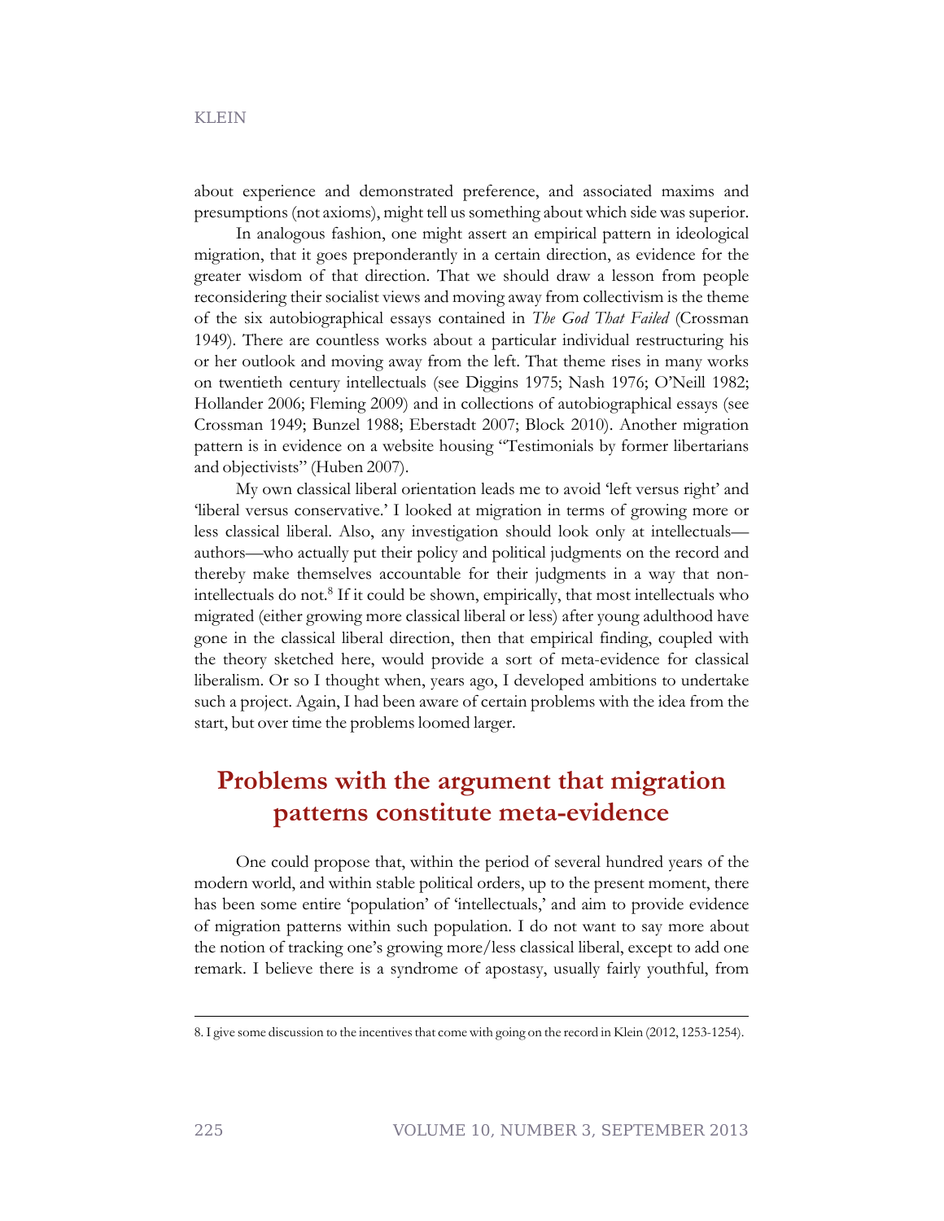about experience and demonstrated preference, and associated maxims and presumptions (not axioms), might tell us something about which side was superior.

In analogous fashion, one might assert an empirical pattern in ideological migration, that it goes preponderantly in a certain direction, as evidence for the greater wisdom of that direction. That we should draw a lesson from people reconsidering their socialist views and moving away from collectivism is the theme of the six autobiographical essays contained in *The God That Failed* (Crossman 1949). There are countless works about a particular individual restructuring his or her outlook and moving away from the left. That theme rises in many works on twentieth century intellectuals (see Diggins 1975; Nash 1976; O'Neill 1982; Hollander 2006; Fleming 2009) and in collections of autobiographical essays (see Crossman 1949; Bunzel 1988; Eberstadt 2007; Block 2010). Another migration pattern is in evidence on a website housing "Testimonials by former libertarians and objectivists" (Huben 2007).

My own classical liberal orientation leads me to avoid 'left versus right' and 'liberal versus conservative.' I looked at migration in terms of growing more or less classical liberal. Also, any investigation should look only at intellectuals—authors—who actually put their policy and political judgments on the record and thereby make themselves accountable for their judgments in a way that non-intellectuals do not.[8] If it could be shown, empirically, that most intellectuals who migrated (either growing more classical liberal or less) after young adulthood have gone in the classical liberal direction, then that empirical finding, coupled with the theory sketched here, would provide a sort of meta-evidence for classical liberalism. Or so I thought when, years ago, I developed ambitions to undertake such a project. Again, I had been aware of certain problems with the idea from the start, but over time the problems loomed larger.

## Problems with the argument that migration patterns constitute meta-evidence

One could propose that, within the period of several hundred years of the modern world, and within stable political orders, up to the present moment, there has been some entire 'population' of 'intellectuals,' and aim to provide evidence of migration patterns within such population. I do not want to say more about the notion of tracking one's growing more/less classical liberal, except to add one remark. I believe there is a syndrome of apostasy, usually fairly youthful, from

8. I give some discussion to the incentives that come with going on the record in Klein (2012, 1253-1254).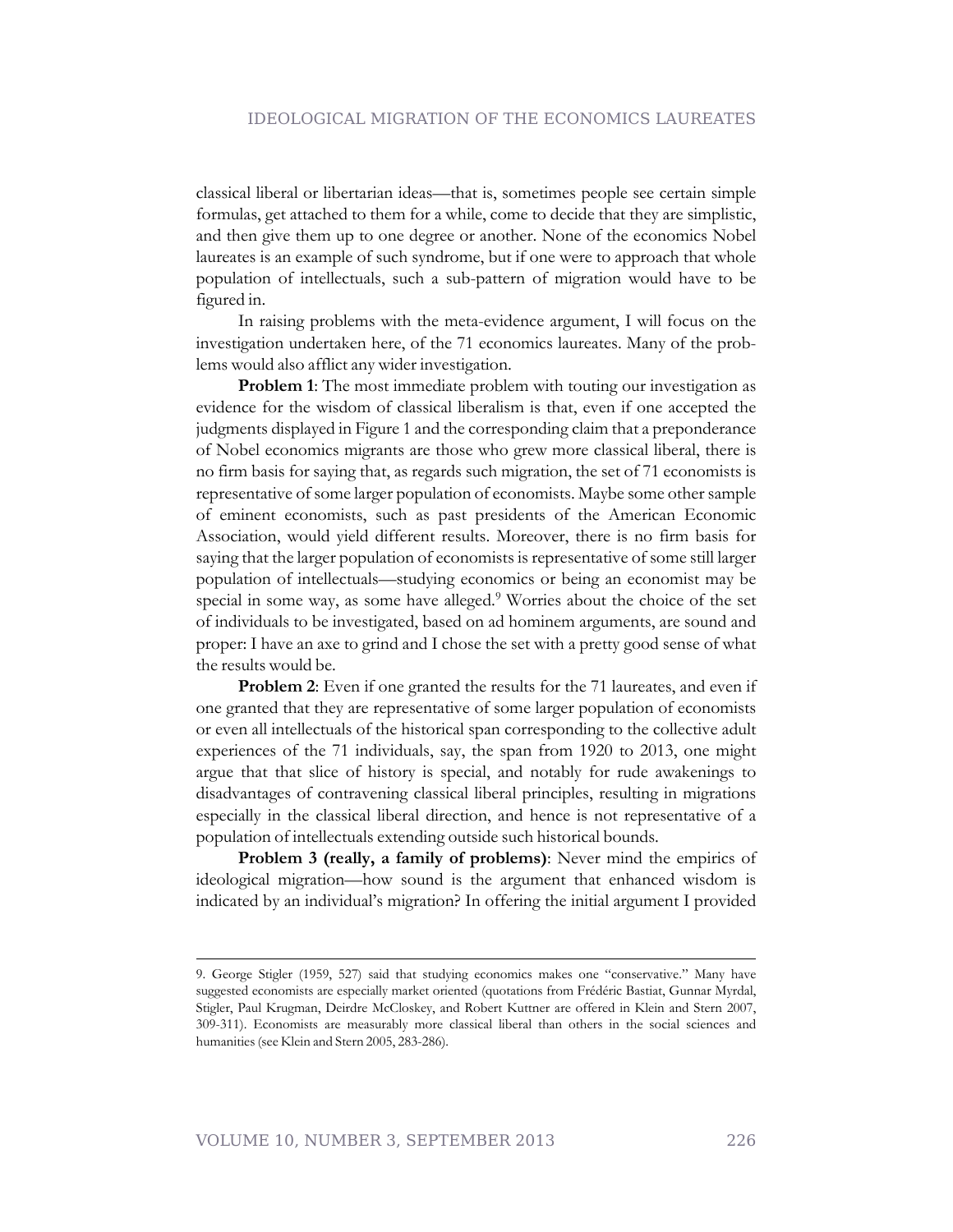classical liberal or libertarian ideas—that is, sometimes people see certain simple formulas, get attached to them for a while, come to decide that they are simplistic, and then give them up to one degree or another. None of the economics Nobel laureates is an example of such syndrome, but if one were to approach that whole population of intellectuals, such a sub-pattern of migration would have to be figured in.

In raising problems with the meta-evidence argument, I will focus on the investigation undertaken here, of the 71 economics laureates. Many of the problems would also afflict any wider investigation.

**Problem 1**: The most immediate problem with touting our investigation as evidence for the wisdom of classical liberalism is that, even if one accepted the judgments displayed in Figure 1 and the corresponding claim that a preponderance of Nobel economics migrants are those who grew more classical liberal, there is no firm basis for saying that, as regards such migration, the set of 71 economists is representative of some larger population of economists. Maybe some other sample of eminent economists, such as past presidents of the American Economic Association, would yield different results. Moreover, there is no firm basis for saying that the larger population of economists is representative of some still larger population of intellectuals—studying economics or being an economist may be special in some way, as some have alleged.[9] Worries about the choice of the set of individuals to be investigated, based on ad hominem arguments, are sound and proper: I have an axe to grind and I chose the set with a pretty good sense of what the results would be.

**Problem 2**: Even if one granted the results for the 71 laureates, and even if one granted that they are representative of some larger population of economists or even all intellectuals of the historical span corresponding to the collective adult experiences of the 71 individuals, say, the span from 1920 to 2013, one might argue that that slice of history is special, and notably for rude awakenings to disadvantages of contravening classical liberal principles, resulting in migrations especially in the classical liberal direction, and hence is not representative of a population of intellectuals extending outside such historical bounds.

**Problem 3 (really, a family of problems)**: Never mind the empirics of ideological migration—how sound is the argument that enhanced wisdom is indicated by an individual's migration? In offering the initial argument I provided

---

9. George Stigler (1959, 527) said that studying economics makes one "conservative." Many have suggested economists are especially market oriented (quotations from Frédéric Bastiat, Gunnar Myrdal, Stigler, Paul Krugman, Deirdre McCloskey, and Robert Kuttner are offered in Klein and Stern 2007, 309-311). Economists are measurably more classical liberal than others in the social sciences and humanities (see Klein and Stern 2005, 283-286).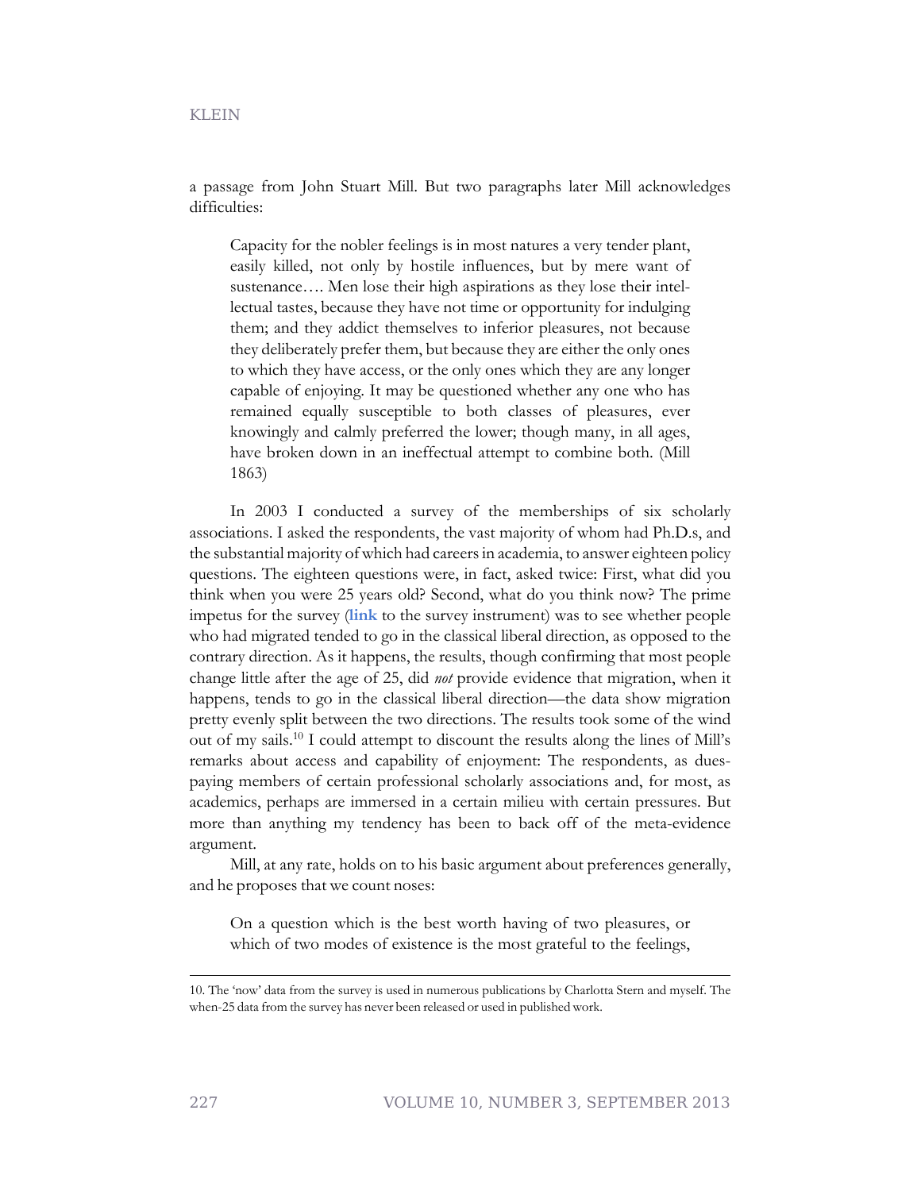a passage from John Stuart Mill. But two paragraphs later Mill acknowledges difficulties:

> Capacity for the nobler feelings is in most natures a very tender plant, easily killed, not only by hostile influences, but by mere want of sustenance…. Men lose their high aspirations as they lose their intellectual tastes, because they have not time or opportunity for indulging them; and they addict themselves to inferior pleasures, not because they deliberately prefer them, but because they are either the only ones to which they have access, or the only ones which they are any longer capable of enjoying. It may be questioned whether any one who has remained equally susceptible to both classes of pleasures, ever knowingly and calmly preferred the lower; though many, in all ages, have broken down in an ineffectual attempt to combine both. (Mill 1863)

In 2003 I conducted a survey of the memberships of six scholarly associations. I asked the respondents, the vast majority of whom had Ph.D.s, and the substantial majority of which had careers in academia, to answer eighteen policy questions. The eighteen questions were, in fact, asked twice: First, what did you think when you were 25 years old? Second, what do you think now? The prime impetus for the survey (**link** to the survey instrument) was to see whether people who had migrated tended to go in the classical liberal direction, as opposed to the contrary direction. As it happens, the results, though confirming that most people change little after the age of 25, did *not* provide evidence that migration, when it happens, tends to go in the classical liberal direction—the data show migration pretty evenly split between the two directions. The results took some of the wind out of my sails.[10] I could attempt to discount the results along the lines of Mill's remarks about access and capability of enjoyment: The respondents, as dues-paying members of certain professional scholarly associations and, for most, as academics, perhaps are immersed in a certain milieu with certain pressures. But more than anything my tendency has been to back off of the meta-evidence argument.

Mill, at any rate, holds on to his basic argument about preferences generally, and he proposes that we count noses:

> On a question which is the best worth having of two pleasures, or which of two modes of existence is the most grateful to the feelings,

---

10. The 'now' data from the survey is used in numerous publications by Charlotta Stern and myself. The when-25 data from the survey has never been released or used in published work.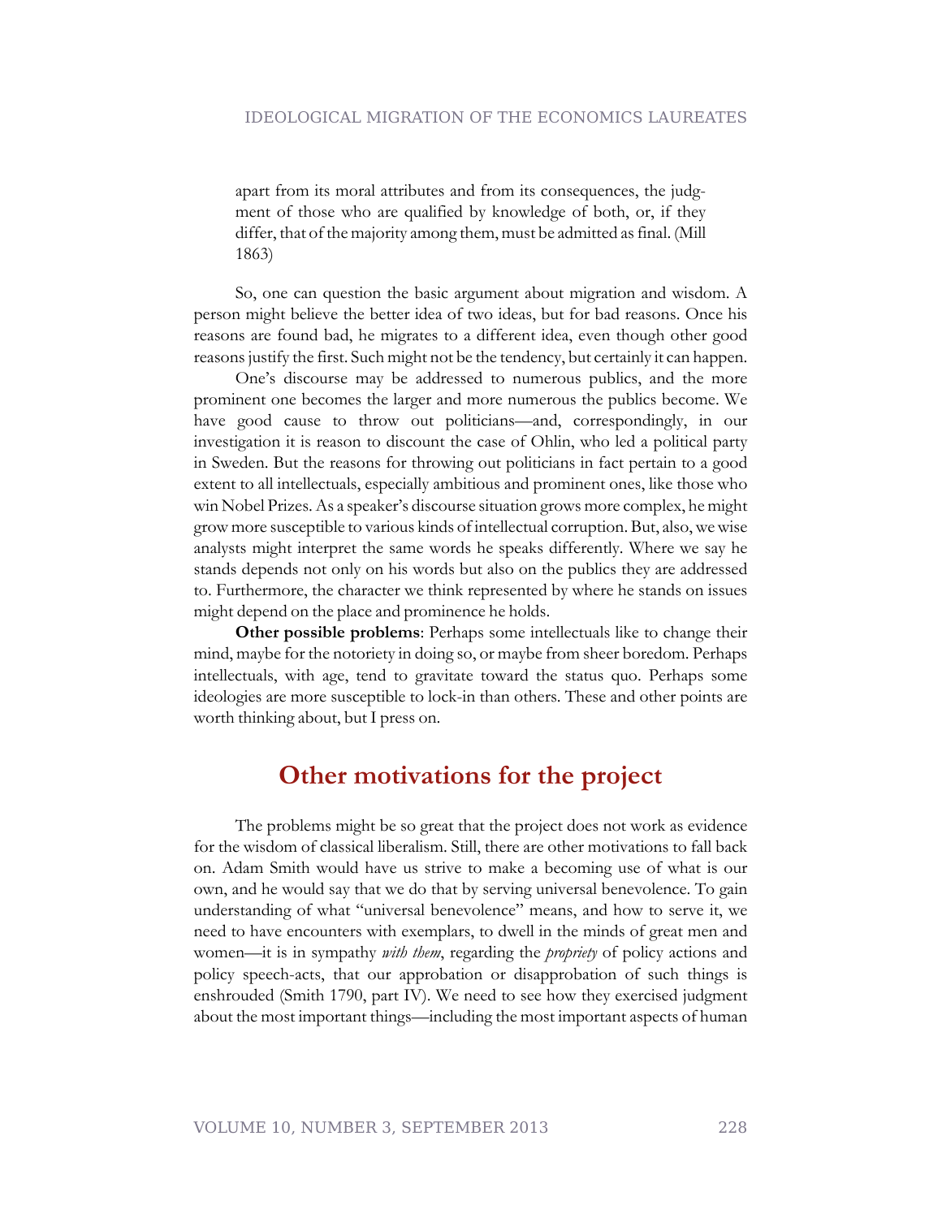> apart from its moral attributes and from its consequences, the judgment of those who are qualified by knowledge of both, or, if they differ, that of the majority among them, must be admitted as final. (Mill 1863)

So, one can question the basic argument about migration and wisdom. A person might believe the better idea of two ideas, but for bad reasons. Once his reasons are found bad, he migrates to a different idea, even though other good reasons justify the first. Such might not be the tendency, but certainly it can happen.

One's discourse may be addressed to numerous publics, and the more prominent one becomes the larger and more numerous the publics become. We have good cause to throw out politicians—and, correspondingly, in our investigation it is reason to discount the case of Ohlin, who led a political party in Sweden. But the reasons for throwing out politicians in fact pertain to a good extent to all intellectuals, especially ambitious and prominent ones, like those who win Nobel Prizes. As a speaker's discourse situation grows more complex, he might grow more susceptible to various kinds of intellectual corruption. But, also, we wise analysts might interpret the same words he speaks differently. Where we say he stands depends not only on his words but also on the publics they are addressed to. Furthermore, the character we think represented by where he stands on issues might depend on the place and prominence he holds.

**Other possible problems**: Perhaps some intellectuals like to change their mind, maybe for the notoriety in doing so, or maybe from sheer boredom. Perhaps intellectuals, with age, tend to gravitate toward the status quo. Perhaps some ideologies are more susceptible to lock-in than others. These and other points are worth thinking about, but I press on.

## Other motivations for the project

The problems might be so great that the project does not work as evidence for the wisdom of classical liberalism. Still, there are other motivations to fall back on. Adam Smith would have us strive to make a becoming use of what is our own, and he would say that we do that by serving universal benevolence. To gain understanding of what "universal benevolence" means, and how to serve it, we need to have encounters with exemplars, to dwell in the minds of great men and women—it is in sympathy *with them*, regarding the *propriety* of policy actions and policy speech-acts, that our approbation or disapprobation of such things is enshrouded (Smith 1790, part IV). We need to see how they exercised judgment about the most important things—including the most important aspects of human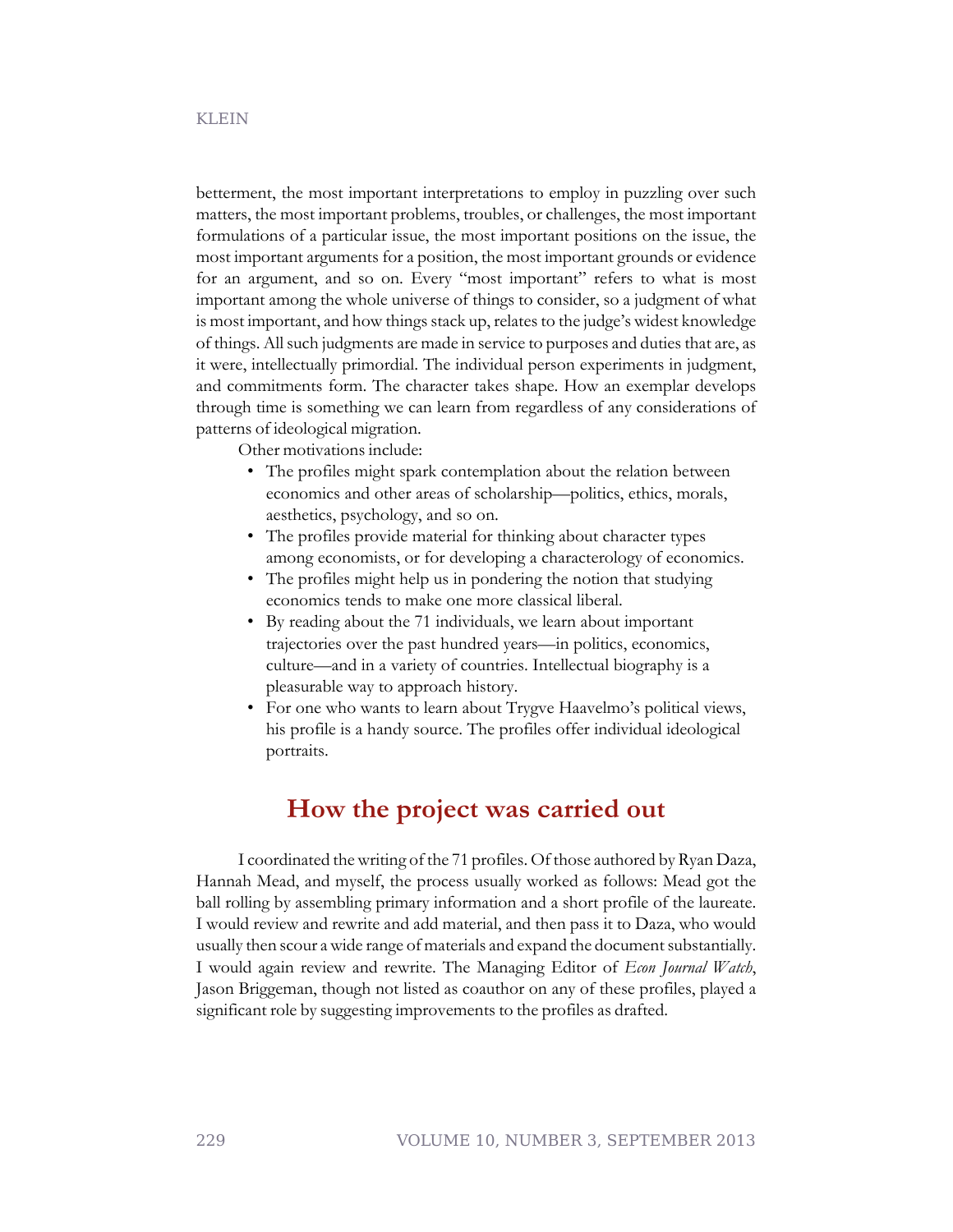betterment, the most important interpretations to employ in puzzling over such matters, the most important problems, troubles, or challenges, the most important formulations of a particular issue, the most important positions on the issue, the most important arguments for a position, the most important grounds or evidence for an argument, and so on. Every "most important" refers to what is most important among the whole universe of things to consider, so a judgment of what is most important, and how things stack up, relates to the judge's widest knowledge of things. All such judgments are made in service to purposes and duties that are, as it were, intellectually primordial. The individual person experiments in judgment, and commitments form. The character takes shape. How an exemplar develops through time is something we can learn from regardless of any considerations of patterns of ideological migration.

Other motivations include:

- The profiles might spark contemplation about the relation between economics and other areas of scholarship—politics, ethics, morals, aesthetics, psychology, and so on.
- The profiles provide material for thinking about character types among economists, or for developing a characterology of economics.
- The profiles might help us in pondering the notion that studying economics tends to make one more classical liberal.
- By reading about the 71 individuals, we learn about important trajectories over the past hundred years—in politics, economics, culture—and in a variety of countries. Intellectual biography is a pleasurable way to approach history.
- For one who wants to learn about Trygve Haavelmo's political views, his profile is a handy source. The profiles offer individual ideological portraits.

## How the project was carried out

I coordinated the writing of the 71 profiles. Of those authored by Ryan Daza, Hannah Mead, and myself, the process usually worked as follows: Mead got the ball rolling by assembling primary information and a short profile of the laureate. I would review and rewrite and add material, and then pass it to Daza, who would usually then scour a wide range of materials and expand the document substantially. I would again review and rewrite. The Managing Editor of *Econ Journal Watch*, Jason Briggeman, though not listed as coauthor on any of these profiles, played a significant role by suggesting improvements to the profiles as drafted.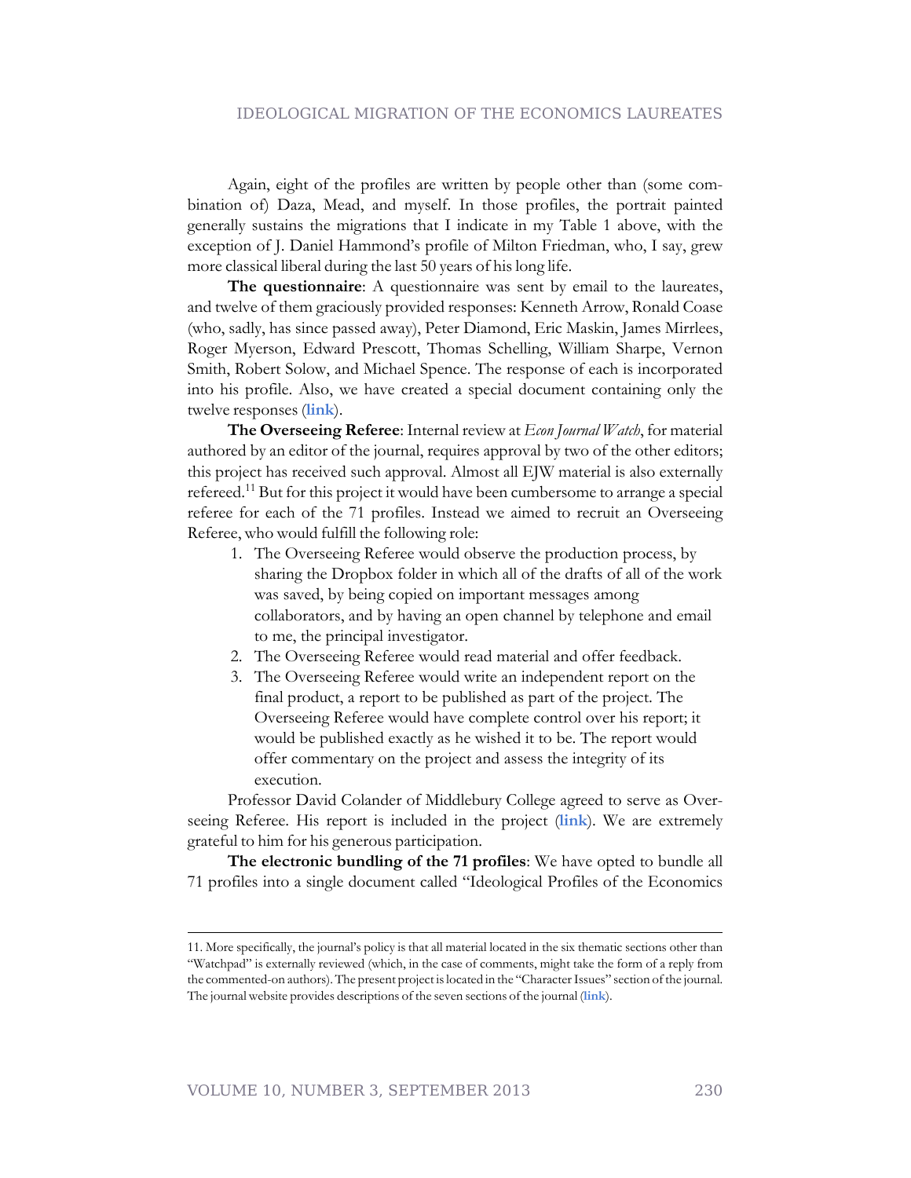Again, eight of the profiles are written by people other than (some combination of) Daza, Mead, and myself. In those profiles, the portrait painted generally sustains the migrations that I indicate in my Table 1 above, with the exception of J. Daniel Hammond's profile of Milton Friedman, who, I say, grew more classical liberal during the last 50 years of his long life.

**The questionnaire**: A questionnaire was sent by email to the laureates, and twelve of them graciously provided responses: Kenneth Arrow, Ronald Coase (who, sadly, has since passed away), Peter Diamond, Eric Maskin, James Mirrlees, Roger Myerson, Edward Prescott, Thomas Schelling, William Sharpe, Vernon Smith, Robert Solow, and Michael Spence. The response of each is incorporated into his profile. Also, we have created a special document containing only the twelve responses (**link**).

**The Overseeing Referee**: Internal review at *Econ Journal Watch*, for material authored by an editor of the journal, requires approval by two of the other editors; this project has received such approval. Almost all EJW material is also externally refereed.[11] But for this project it would have been cumbersome to arrange a special referee for each of the 71 profiles. Instead we aimed to recruit an Overseeing Referee, who would fulfill the following role:

1. The Overseeing Referee would observe the production process, by sharing the Dropbox folder in which all of the drafts of all of the work was saved, by being copied on important messages among collaborators, and by having an open channel by telephone and email to me, the principal investigator.
2. The Overseeing Referee would read material and offer feedback.
3. The Overseeing Referee would write an independent report on the final product, a report to be published as part of the project. The Overseeing Referee would have complete control over his report; it would be published exactly as he wished it to be. The report would offer commentary on the project and assess the integrity of its execution.

Professor David Colander of Middlebury College agreed to serve as Overseeing Referee. His report is included in the project (**link**). We are extremely grateful to him for his generous participation.

**The electronic bundling of the 71 profiles**: We have opted to bundle all 71 profiles into a single document called "Ideological Profiles of the Economics

---

11. More specifically, the journal's policy is that all material located in the six thematic sections other than "Watchpad" is externally reviewed (which, in the case of comments, might take the form of a reply from the commented-on authors). The present project is located in the "Character Issues" section of the journal. The journal website provides descriptions of the seven sections of the journal (**link**).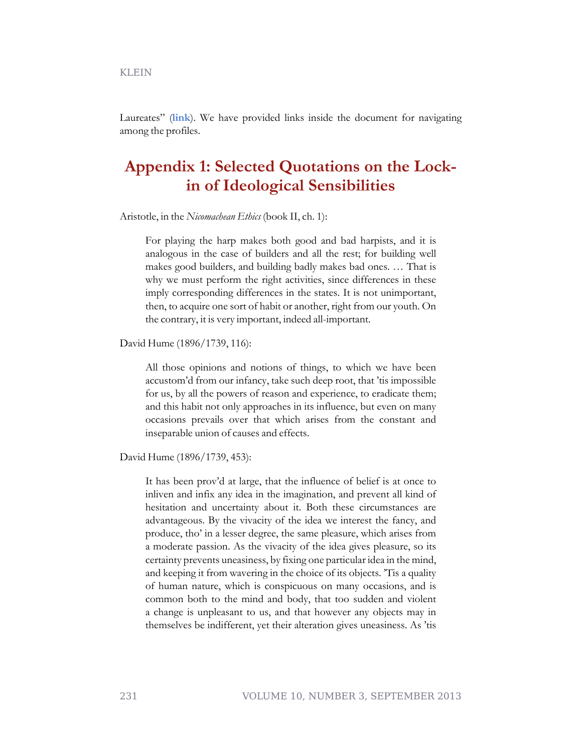Laureates" (**link**). We have provided links inside the document for navigating among the profiles.

## Appendix 1: Selected Quotations on the Lock-in of Ideological Sensibilities

Aristotle, in the *Nicomachean Ethics* (book II, ch. 1):

> For playing the harp makes both good and bad harpists, and it is analogous in the case of builders and all the rest; for building well makes good builders, and building badly makes bad ones. … That is why we must perform the right activities, since differences in these imply corresponding differences in the states. It is not unimportant, then, to acquire one sort of habit or another, right from our youth. On the contrary, it is very important, indeed all-important.

David Hume (1896/1739, 116):

> All those opinions and notions of things, to which we have been accustom'd from our infancy, take such deep root, that 'tis impossible for us, by all the powers of reason and experience, to eradicate them; and this habit not only approaches in its influence, but even on many occasions prevails over that which arises from the constant and inseparable union of causes and effects.

David Hume (1896/1739, 453):

> It has been prov'd at large, that the influence of belief is at once to inliven and infix any idea in the imagination, and prevent all kind of hesitation and uncertainty about it. Both these circumstances are advantageous. By the vivacity of the idea we interest the fancy, and produce, tho' in a lesser degree, the same pleasure, which arises from a moderate passion. As the vivacity of the idea gives pleasure, so its certainty prevents uneasiness, by fixing one particular idea in the mind, and keeping it from wavering in the choice of its objects. 'Tis a quality of human nature, which is conspicuous on many occasions, and is common both to the mind and body, that too sudden and violent a change is unpleasant to us, and that however any objects may in themselves be indifferent, yet their alteration gives uneasiness. As 'tis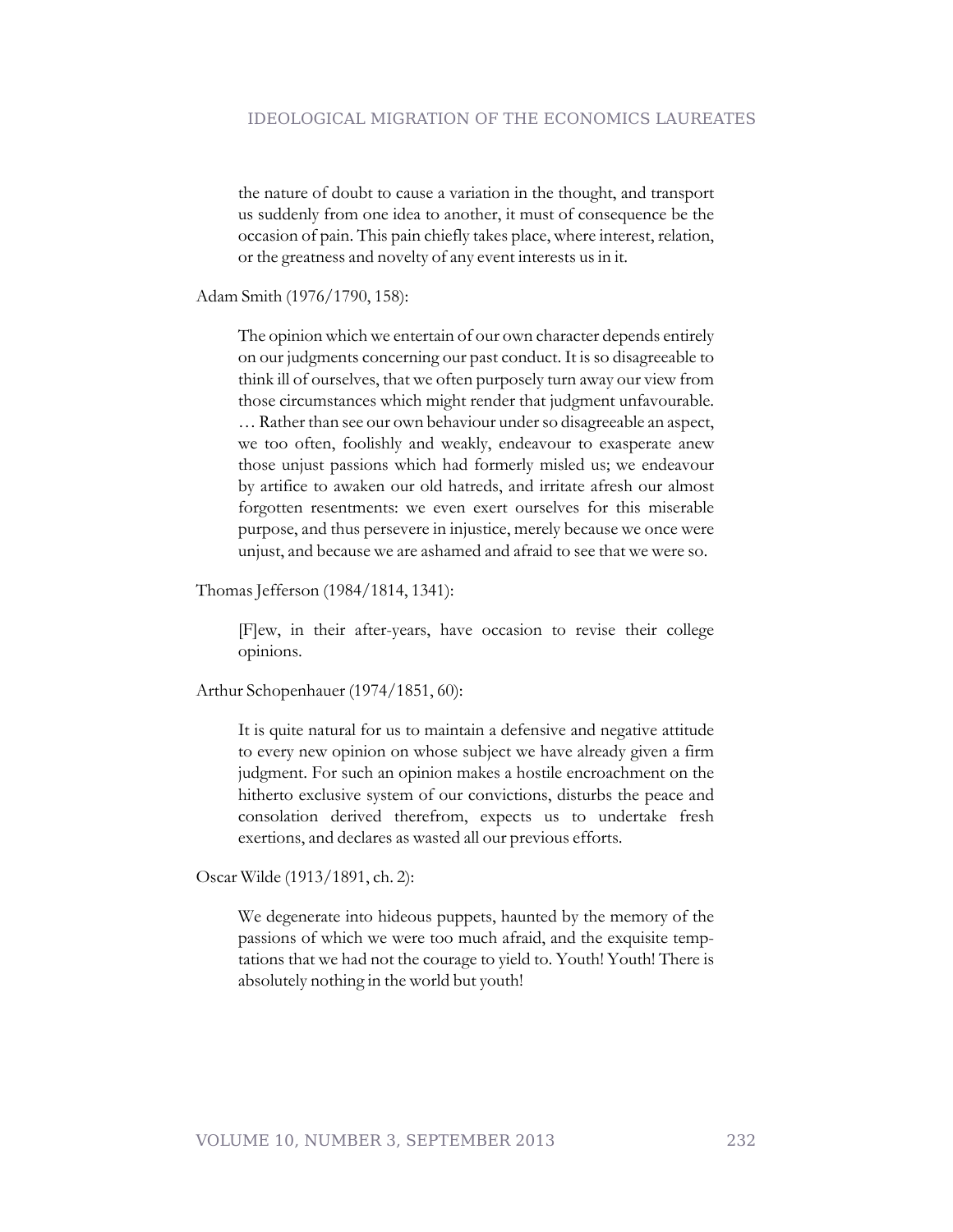> the nature of doubt to cause a variation in the thought, and transport us suddenly from one idea to another, it must of consequence be the occasion of pain. This pain chiefly takes place, where interest, relation, or the greatness and novelty of any event interests us in it.

Adam Smith (1976/1790, 158):

> The opinion which we entertain of our own character depends entirely on our judgments concerning our past conduct. It is so disagreeable to think ill of ourselves, that we often purposely turn away our view from those circumstances which might render that judgment unfavourable. … Rather than see our own behaviour under so disagreeable an aspect, we too often, foolishly and weakly, endeavour to exasperate anew those unjust passions which had formerly misled us; we endeavour by artifice to awaken our old hatreds, and irritate afresh our almost forgotten resentments: we even exert ourselves for this miserable purpose, and thus persevere in injustice, merely because we once were unjust, and because we are ashamed and afraid to see that we were so.

Thomas Jefferson (1984/1814, 1341):

> [F]ew, in their after-years, have occasion to revise their college opinions.

Arthur Schopenhauer (1974/1851, 60):

> It is quite natural for us to maintain a defensive and negative attitude to every new opinion on whose subject we have already given a firm judgment. For such an opinion makes a hostile encroachment on the hitherto exclusive system of our convictions, disturbs the peace and consolation derived therefrom, expects us to undertake fresh exertions, and declares as wasted all our previous efforts.

Oscar Wilde (1913/1891, ch. 2):

> We degenerate into hideous puppets, haunted by the memory of the passions of which we were too much afraid, and the exquisite temptations that we had not the courage to yield to. Youth! Youth! There is absolutely nothing in the world but youth!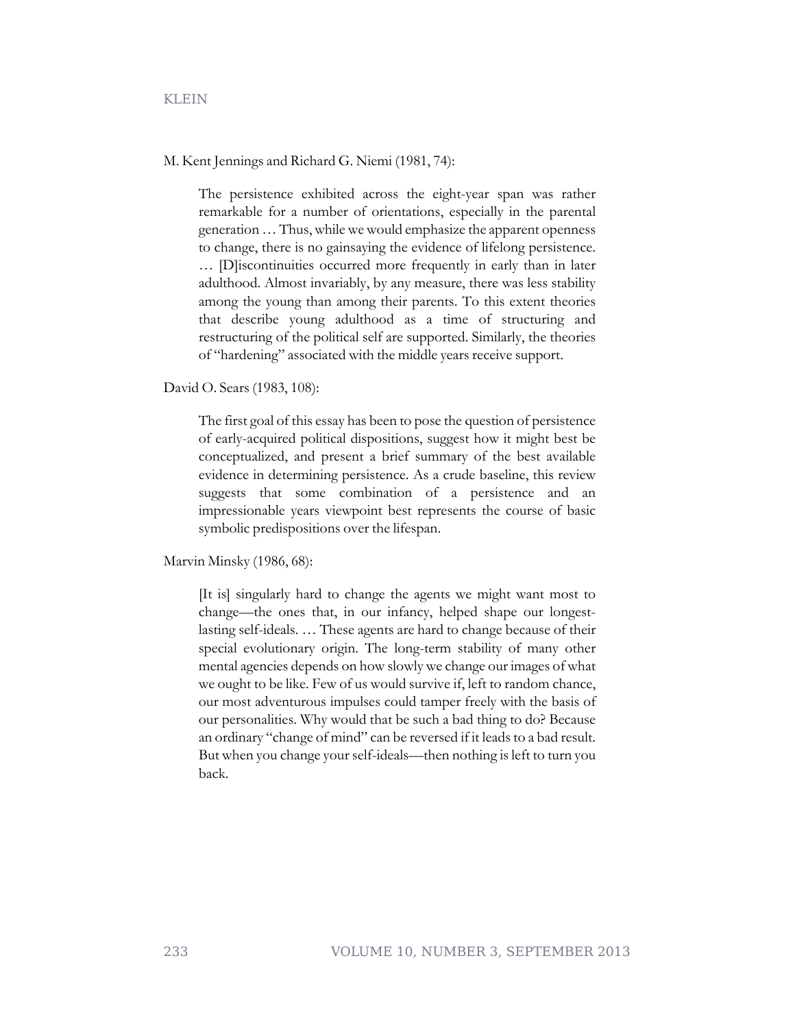M. Kent Jennings and Richard G. Niemi (1981, 74):

> The persistence exhibited across the eight-year span was rather remarkable for a number of orientations, especially in the parental generation … Thus, while we would emphasize the apparent openness to change, there is no gainsaying the evidence of lifelong persistence. … [D]iscontinuities occurred more frequently in early than in later adulthood. Almost invariably, by any measure, there was less stability among the young than among their parents. To this extent theories that describe young adulthood as a time of structuring and restructuring of the political self are supported. Similarly, the theories of "hardening" associated with the middle years receive support.

David O. Sears (1983, 108):

> The first goal of this essay has been to pose the question of persistence of early-acquired political dispositions, suggest how it might best be conceptualized, and present a brief summary of the best available evidence in determining persistence. As a crude baseline, this review suggests that some combination of a persistence and an impressionable years viewpoint best represents the course of basic symbolic predispositions over the lifespan.

Marvin Minsky (1986, 68):

> [It is] singularly hard to change the agents we might want most to change—the ones that, in our infancy, helped shape our longest-lasting self-ideals. … These agents are hard to change because of their special evolutionary origin. The long-term stability of many other mental agencies depends on how slowly we change our images of what we ought to be like. Few of us would survive if, left to random chance, our most adventurous impulses could tamper freely with the basis of our personalities. Why would that be such a bad thing to do? Because an ordinary "change of mind" can be reversed if it leads to a bad result. But when you change your self-ideals—then nothing is left to turn you back.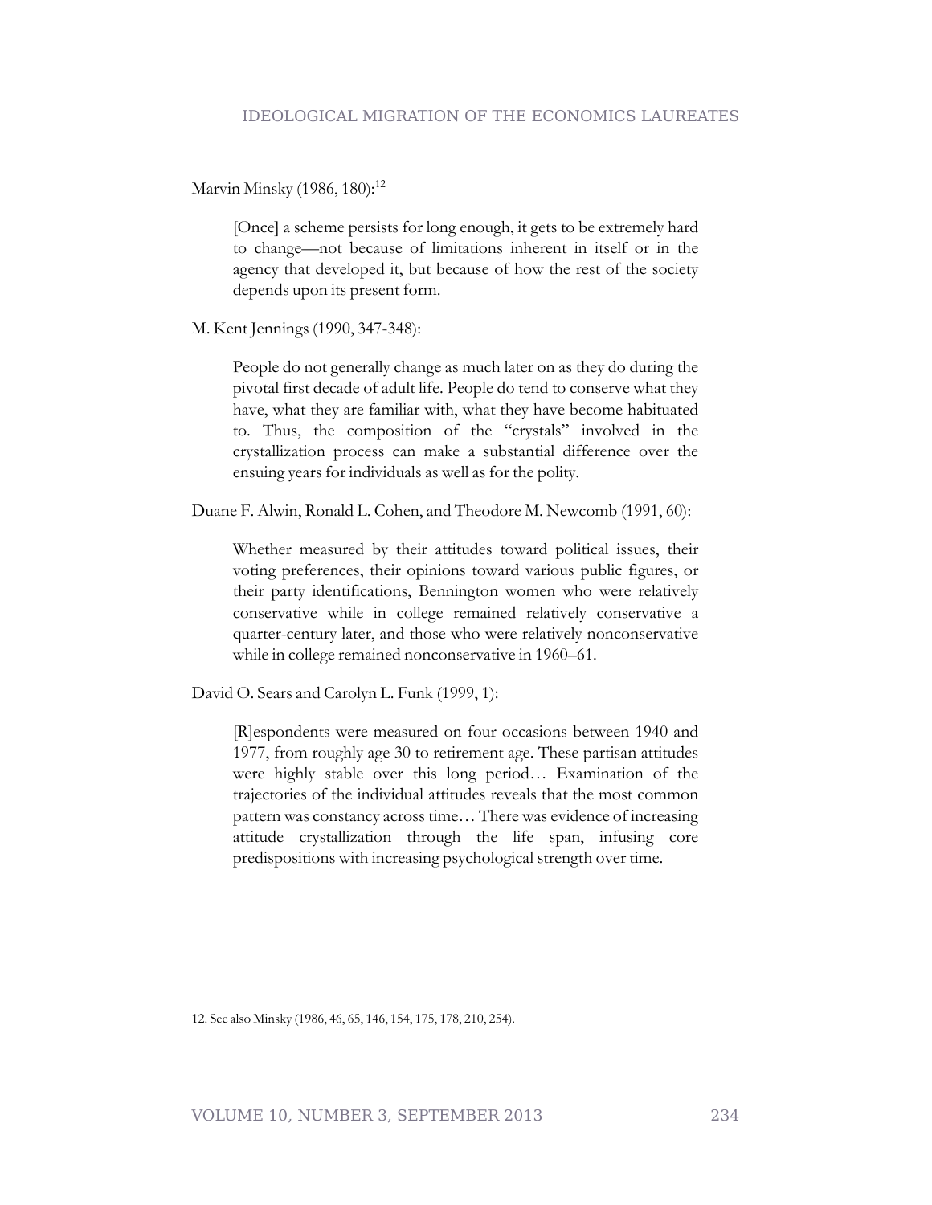Marvin Minsky (1986, 180):[12]

> [Once] a scheme persists for long enough, it gets to be extremely hard to change—not because of limitations inherent in itself or in the agency that developed it, but because of how the rest of the society depends upon its present form.

M. Kent Jennings (1990, 347-348):

> People do not generally change as much later on as they do during the pivotal first decade of adult life. People do tend to conserve what they have, what they are familiar with, what they have become habituated to. Thus, the composition of the "crystals" involved in the crystallization process can make a substantial difference over the ensuing years for individuals as well as for the polity.

Duane F. Alwin, Ronald L. Cohen, and Theodore M. Newcomb (1991, 60):

> Whether measured by their attitudes toward political issues, their voting preferences, their opinions toward various public figures, or their party identifications, Bennington women who were relatively conservative while in college remained relatively conservative a quarter-century later, and those who were relatively nonconservative while in college remained nonconservative in 1960–61.

David O. Sears and Carolyn L. Funk (1999, 1):

> [R]espondents were measured on four occasions between 1940 and 1977, from roughly age 30 to retirement age. These partisan attitudes were highly stable over this long period… Examination of the trajectories of the individual attitudes reveals that the most common pattern was constancy across time… There was evidence of increasing attitude crystallization through the life span, infusing core predispositions with increasing psychological strength over time.

---

12. See also Minsky (1986, 46, 65, 146, 154, 175, 178, 210, 254).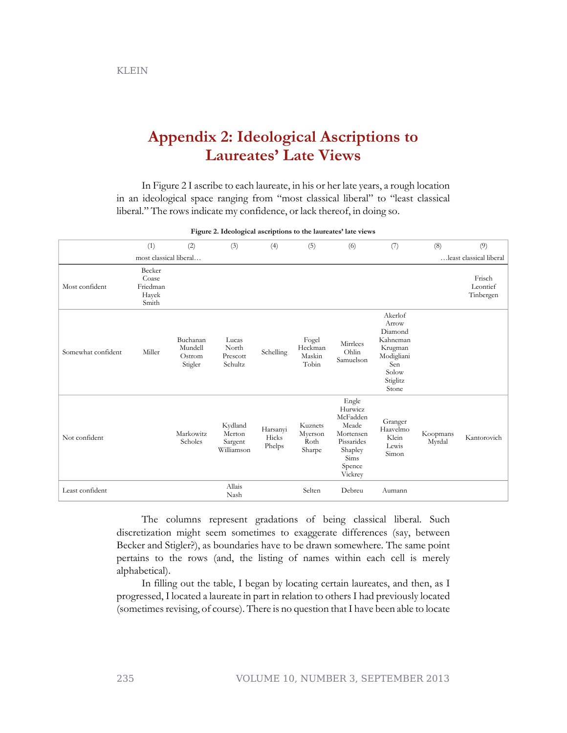## Appendix 2: Ideological Ascriptions to Laureates' Late Views

In Figure 2 I ascribe to each laureate, in his or her late years, a rough location in an ideological space ranging from "most classical liberal" to "least classical liberal." The rows indicate my confidence, or lack thereof, in doing so.

**Figure 2. Ideological ascriptions to the laureates' late views**

| | (1) | (2) | (3) | (4) | (5) | (6) | (7) | (8) | (9) |
|---|---|---|---|---|---|---|---|---|---|
| | most classical liberal… | | | | | | | | …least classical liberal |
| Most confident | Becker<br>Coase<br>Friedman<br>Hayek<br>Smith | | | | | | | | Frisch<br>Leontief<br>Tinbergen |
| Somewhat confident | Miller | Buchanan<br>Mundell<br>Ostrom<br>Stigler | Lucas<br>North<br>Prescott<br>Schultz | Schelling | Fogel<br>Heckman<br>Maskin<br>Tobin | Mirrlees<br>Ohlin<br>Samuelson | Akerlof<br>Arrow<br>Diamond<br>Kahneman<br>Krugman<br>Modigliani<br>Sen<br>Solow<br>Stiglitz<br>Stone | | |
| Not confident | | Markowitz<br>Scholes | Kydland<br>Merton<br>Sargent<br>Williamson | Harsanyi<br>Hicks<br>Phelps | Kuznets<br>Myerson<br>Roth<br>Sharpe | Engle<br>Hurwicz<br>McFadden<br>Meade<br>Mortensen<br>Pissarides<br>Shapley<br>Sims<br>Spence<br>Vickrey | Granger<br>Haavelmo<br>Klein<br>Lewis<br>Simon | Koopmans<br>Myrdal | Kantorovich |
| Least confident | | | Allais<br>Nash | | Selten | Debreu | Aumann | | |

The columns represent gradations of being classical liberal. Such discretization might seem sometimes to exaggerate differences (say, between Becker and Stigler?), as boundaries have to be drawn somewhere. The same point pertains to the rows (and, the listing of names within each cell is merely alphabetical).

In filling out the table, I began by locating certain laureates, and then, as I progressed, I located a laureate in part in relation to others I had previously located (sometimes revising, of course). There is no question that I have been able to locate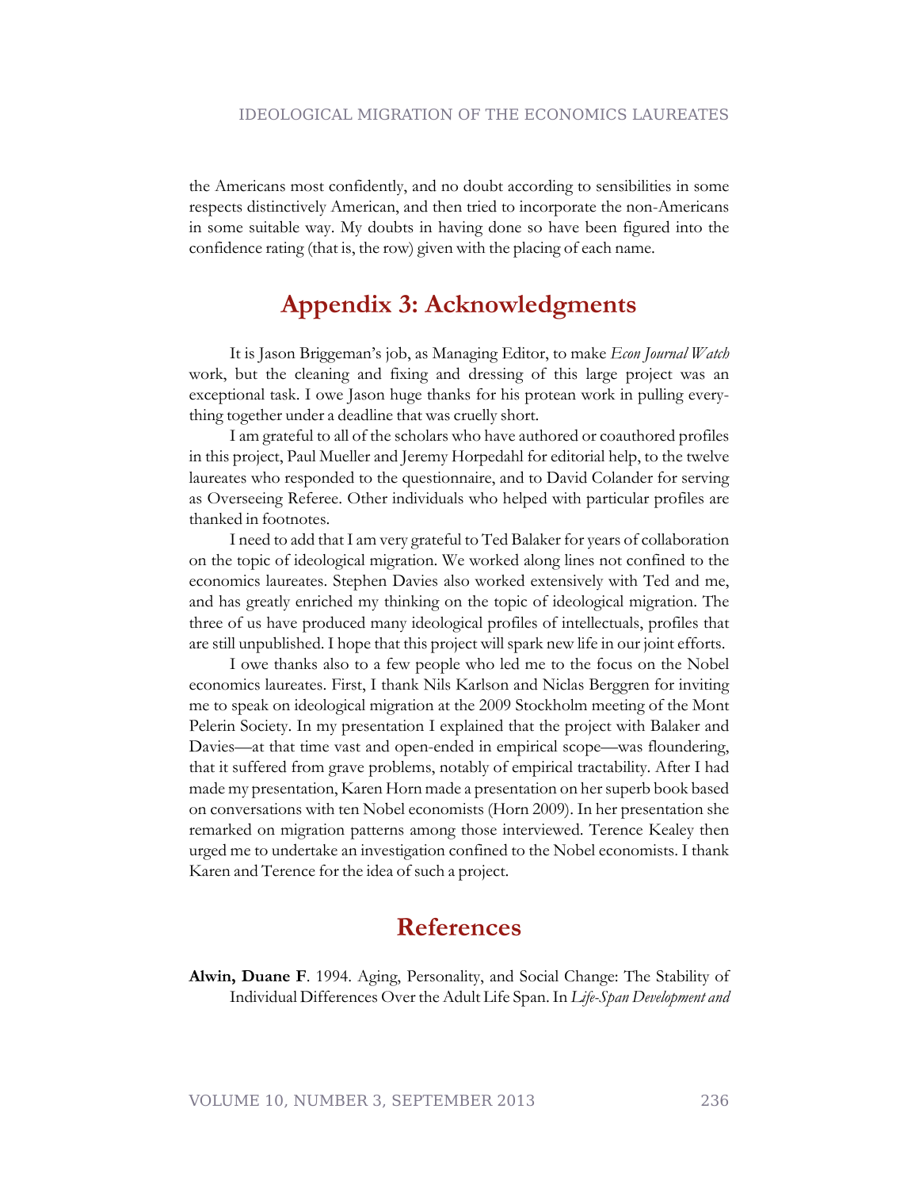the Americans most confidently, and no doubt according to sensibilities in some respects distinctively American, and then tried to incorporate the non-Americans in some suitable way. My doubts in having done so have been figured into the confidence rating (that is, the row) given with the placing of each name.

## Appendix 3: Acknowledgments

It is Jason Briggeman's job, as Managing Editor, to make *Econ Journal Watch* work, but the cleaning and fixing and dressing of this large project was an exceptional task. I owe Jason huge thanks for his protean work in pulling everything together under a deadline that was cruelly short.

I am grateful to all of the scholars who have authored or coauthored profiles in this project, Paul Mueller and Jeremy Horpedahl for editorial help, to the twelve laureates who responded to the questionnaire, and to David Colander for serving as Overseeing Referee. Other individuals who helped with particular profiles are thanked in footnotes.

I need to add that I am very grateful to Ted Balaker for years of collaboration on the topic of ideological migration. We worked along lines not confined to the economics laureates. Stephen Davies also worked extensively with Ted and me, and has greatly enriched my thinking on the topic of ideological migration. The three of us have produced many ideological profiles of intellectuals, profiles that are still unpublished. I hope that this project will spark new life in our joint efforts.

I owe thanks also to a few people who led me to the focus on the Nobel economics laureates. First, I thank Nils Karlson and Niclas Berggren for inviting me to speak on ideological migration at the 2009 Stockholm meeting of the Mont Pelerin Society. In my presentation I explained that the project with Balaker and Davies—at that time vast and open-ended in empirical scope—was floundering, that it suffered from grave problems, notably of empirical tractability. After I had made my presentation, Karen Horn made a presentation on her superb book based on conversations with ten Nobel economists (Horn 2009). In her presentation she remarked on migration patterns among those interviewed. Terence Kealey then urged me to undertake an investigation confined to the Nobel economists. I thank Karen and Terence for the idea of such a project.

## References

**Alwin, Duane F**. 1994. Aging, Personality, and Social Change: The Stability of Individual Differences Over the Adult Life Span. In *Life-Span Development and*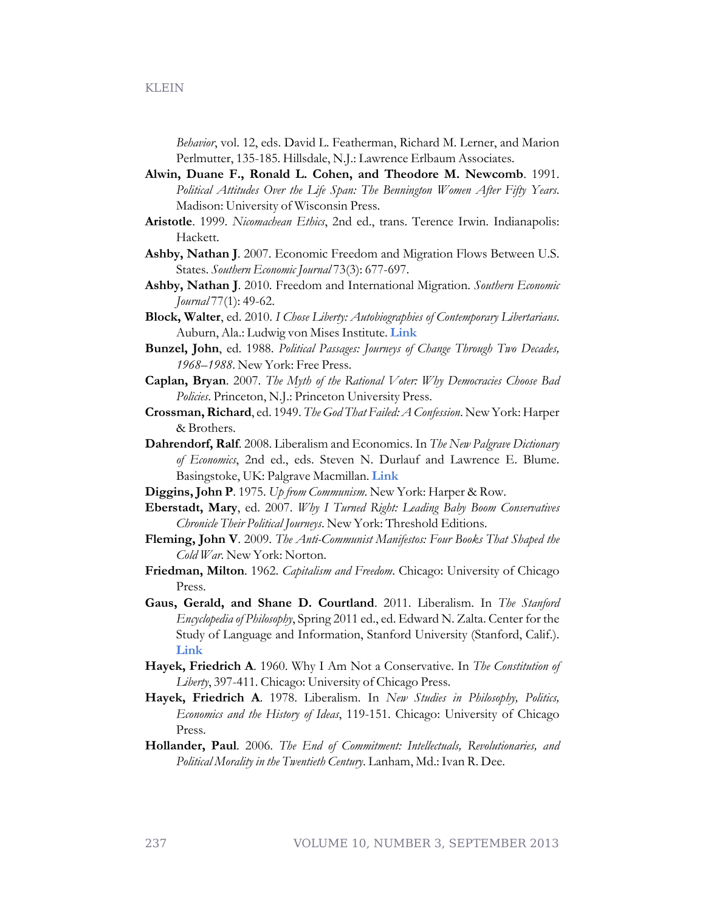*Behavior*, vol. 12, eds. David L. Featherman, Richard M. Lerner, and Marion Perlmutter, 135-185. Hillsdale, N.J.: Lawrence Erlbaum Associates.

**Alwin, Duane F., Ronald L. Cohen, and Theodore M. Newcomb**. 1991. *Political Attitudes Over the Life Span: The Bennington Women After Fifty Years*. Madison: University of Wisconsin Press.

**Aristotle**. 1999. *Nicomachean Ethics*, 2nd ed., trans. Terence Irwin. Indianapolis: Hackett.

**Ashby, Nathan J**. 2007. Economic Freedom and Migration Flows Between U.S. States. *Southern Economic Journal* 73(3): 677-697.

**Ashby, Nathan J**. 2010. Freedom and International Migration. *Southern Economic Journal* 77(1): 49-62.

**Block, Walter**, ed. 2010. *I Chose Liberty: Autobiographies of Contemporary Libertarians*. Auburn, Ala.: Ludwig von Mises Institute. **Link**

**Bunzel, John**, ed. 1988. *Political Passages: Journeys of Change Through Two Decades, 1968–1988*. New York: Free Press.

**Caplan, Bryan**. 2007. *The Myth of the Rational Voter: Why Democracies Choose Bad Policies*. Princeton, N.J.: Princeton University Press.

**Crossman, Richard**, ed. 1949. *The God That Failed: A Confession*. New York: Harper & Brothers.

**Dahrendorf, Ralf**. 2008. Liberalism and Economics. In *The New Palgrave Dictionary of Economics*, 2nd ed., eds. Steven N. Durlauf and Lawrence E. Blume. Basingstoke, UK: Palgrave Macmillan. **Link**

**Diggins, John P**. 1975. *Up from Communism*. New York: Harper & Row.

**Eberstadt, Mary**, ed. 2007. *Why I Turned Right: Leading Baby Boom Conservatives Chronicle Their Political Journeys*. New York: Threshold Editions.

**Fleming, John V**. 2009. *The Anti-Communist Manifestos: Four Books That Shaped the Cold War*. New York: Norton.

**Friedman, Milton**. 1962. *Capitalism and Freedom*. Chicago: University of Chicago Press.

**Gaus, Gerald, and Shane D. Courtland**. 2011. Liberalism. In *The Stanford Encyclopedia of Philosophy*, Spring 2011 ed., ed. Edward N. Zalta. Center for the Study of Language and Information, Stanford University (Stanford, Calif.). **Link**

**Hayek, Friedrich A**. 1960. Why I Am Not a Conservative. In *The Constitution of Liberty*, 397-411. Chicago: University of Chicago Press.

**Hayek, Friedrich A**. 1978. Liberalism. In *New Studies in Philosophy, Politics, Economics and the History of Ideas*, 119-151. Chicago: University of Chicago Press.

**Hollander, Paul**. 2006. *The End of Commitment: Intellectuals, Revolutionaries, and Political Morality in the Twentieth Century*. Lanham, Md.: Ivan R. Dee.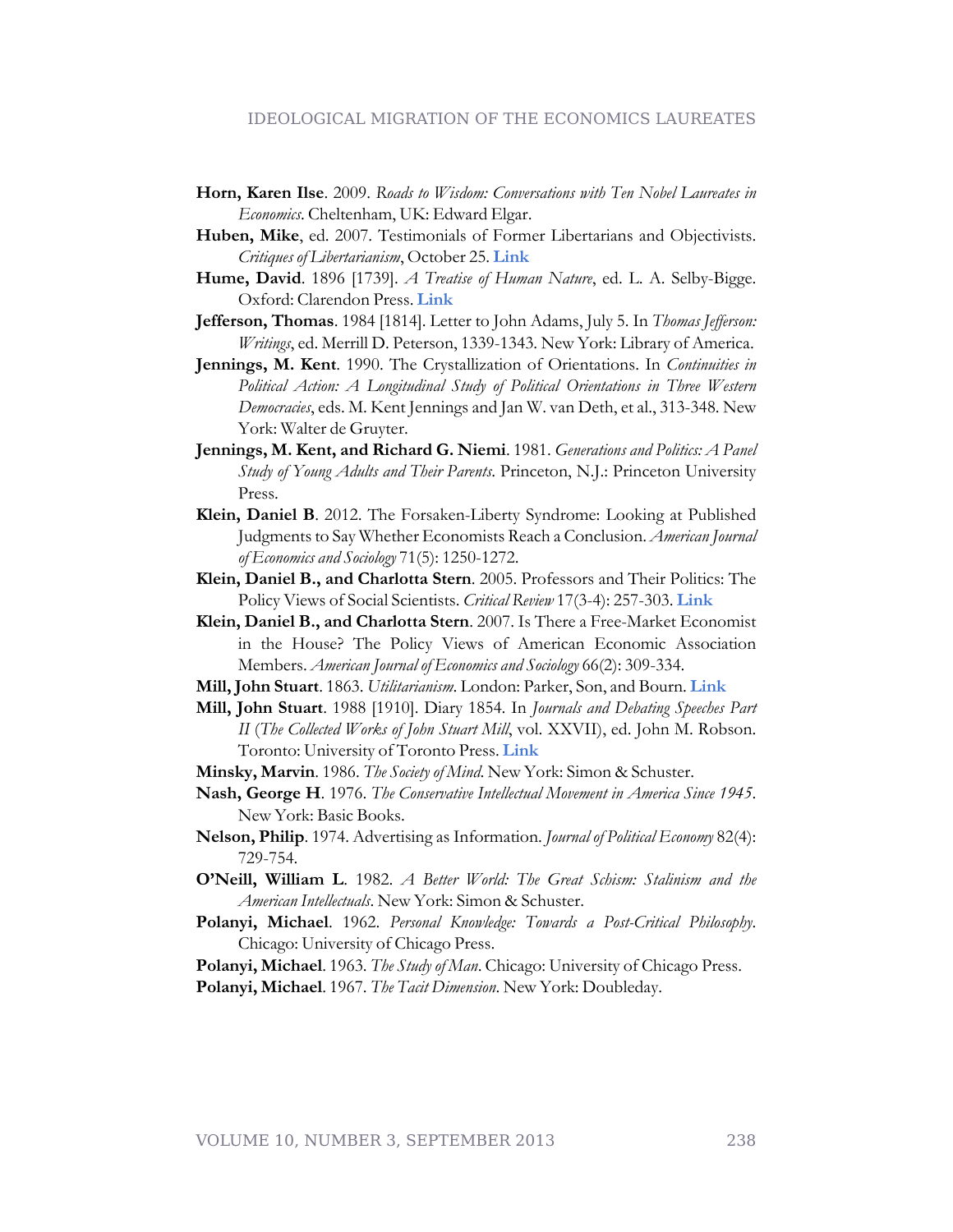**Horn, Karen Ilse**. 2009. *Roads to Wisdom: Conversations with Ten Nobel Laureates in Economics*. Cheltenham, UK: Edward Elgar.

**Huben, Mike**, ed. 2007. Testimonials of Former Libertarians and Objectivists. *Critiques of Libertarianism*, October 25. Link

**Hume, David**. 1896 [1739]. *A Treatise of Human Nature*, ed. L. A. Selby-Bigge. Oxford: Clarendon Press. Link

**Jefferson, Thomas**. 1984 [1814]. Letter to John Adams, July 5. In *Thomas Jefferson: Writings*, ed. Merrill D. Peterson, 1339-1343. New York: Library of America.

**Jennings, M. Kent**. 1990. The Crystallization of Orientations. In *Continuities in Political Action: A Longitudinal Study of Political Orientations in Three Western Democracies*, eds. M. Kent Jennings and Jan W. van Deth, et al., 313-348. New York: Walter de Gruyter.

**Jennings, M. Kent, and Richard G. Niemi**. 1981. *Generations and Politics: A Panel Study of Young Adults and Their Parents*. Princeton, N.J.: Princeton University Press.

**Klein, Daniel B**. 2012. The Forsaken-Liberty Syndrome: Looking at Published Judgments to Say Whether Economists Reach a Conclusion. *American Journal of Economics and Sociology* 71(5): 1250-1272.

**Klein, Daniel B., and Charlotta Stern**. 2005. Professors and Their Politics: The Policy Views of Social Scientists. *Critical Review* 17(3-4): 257-303. Link

**Klein, Daniel B., and Charlotta Stern**. 2007. Is There a Free-Market Economist in the House? The Policy Views of American Economic Association Members. *American Journal of Economics and Sociology* 66(2): 309-334.

**Mill, John Stuart**. 1863. *Utilitarianism*. London: Parker, Son, and Bourn. Link

**Mill, John Stuart**. 1988 [1910]. Diary 1854. In *Journals and Debating Speeches Part II* (*The Collected Works of John Stuart Mill*, vol. XXVII), ed. John M. Robson. Toronto: University of Toronto Press. Link

**Minsky, Marvin**. 1986. *The Society of Mind*. New York: Simon & Schuster.

**Nash, George H**. 1976. *The Conservative Intellectual Movement in America Since 1945*. New York: Basic Books.

**Nelson, Philip**. 1974. Advertising as Information. *Journal of Political Economy* 82(4): 729-754.

**O'Neill, William L**. 1982. *A Better World: The Great Schism: Stalinism and the American Intellectuals*. New York: Simon & Schuster.

**Polanyi, Michael**. 1962. *Personal Knowledge: Towards a Post-Critical Philosophy*. Chicago: University of Chicago Press.

**Polanyi, Michael**. 1963. *The Study of Man*. Chicago: University of Chicago Press.

**Polanyi, Michael**. 1967. *The Tacit Dimension*. New York: Doubleday.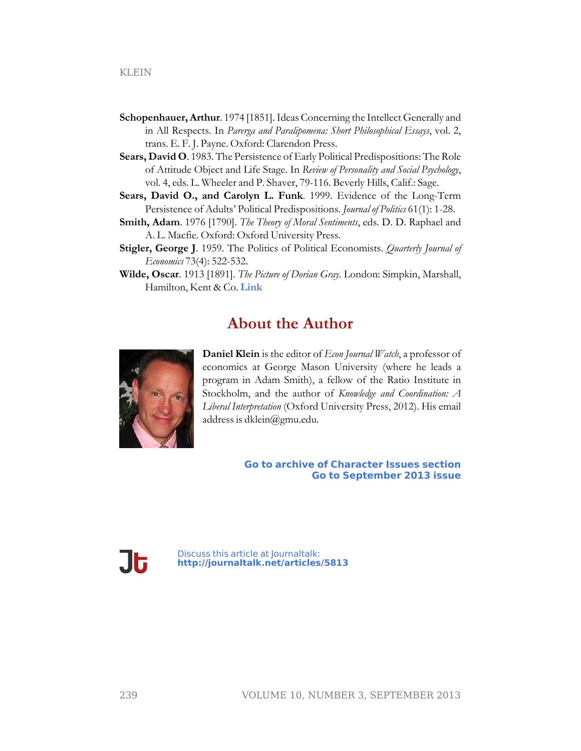**Schopenhauer, Arthur**. 1974 [1851]. Ideas Concerning the Intellect Generally and in All Respects. In *Parerga and Paralipomena: Short Philosophical Essays*, vol. 2, trans. E. F. J. Payne. Oxford: Clarendon Press.

**Sears, David O**. 1983. The Persistence of Early Political Predispositions: The Role of Attitude Object and Life Stage. In *Review of Personality and Social Psychology*, vol. 4, eds. L. Wheeler and P. Shaver, 79-116. Beverly Hills, Calif.: Sage.

**Sears, David O., and Carolyn L. Funk**. 1999. Evidence of the Long-Term Persistence of Adults' Political Predispositions. *Journal of Politics* 61(1): 1-28.

**Smith, Adam**. 1976 [1790]. *The Theory of Moral Sentiments*, eds. D. D. Raphael and A. L. Macfie. Oxford: Oxford University Press.

**Stigler, George J**. 1959. The Politics of Political Economists. *Quarterly Journal of Economics* 73(4): 522-532.

**Wilde, Oscar**. 1913 [1891]. *The Picture of Dorian Gray*. London: Simpkin, Marshall, Hamilton, Kent & Co. **Link**

## About the Author

**Daniel Klein** is the editor of *Econ Journal Watch*, a professor of economics at George Mason University (where he leads a program in Adam Smith), a fellow of the Ratio Institute in Stockholm, and the author of *Knowledge and Coordination: A Liberal Interpretation* (Oxford University Press, 2012). His email address is dklein@gmu.edu.

**Go to archive of Character Issues section**
**Go to September 2013 issue**

Discuss this article at Journaltalk:
**http://journaltalk.net/articles/5813**